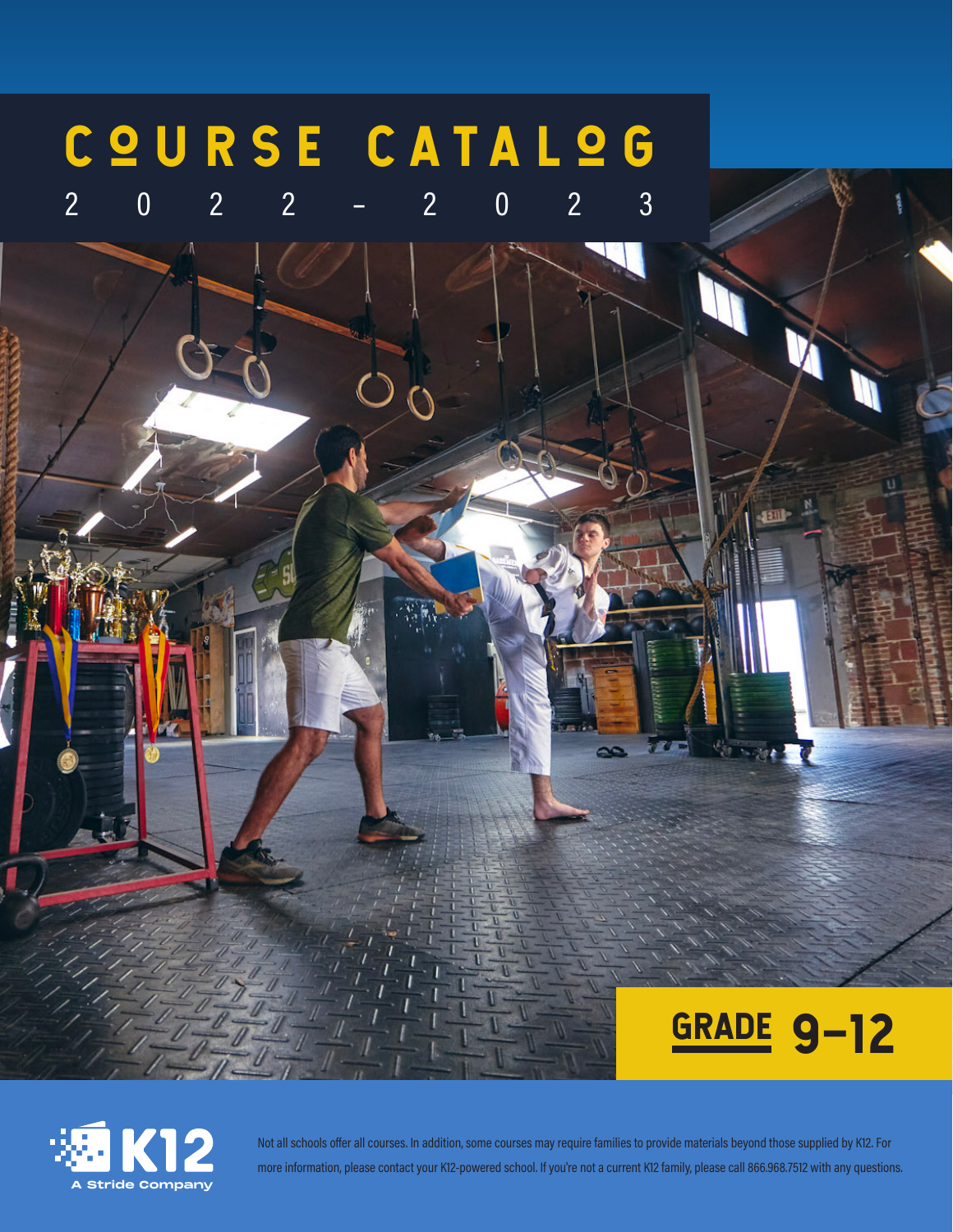# COURSE CATALOG

## 2022–2023

**GRADE 9–12**

K12 A Stride Company

Not all schools offer all courses. In addition, some courses may require families to provide materials beyond those supplied by K12. For more information, please contact your K12-powered school. If you're not a current K12 family, please call 866.968.7512 with any questions.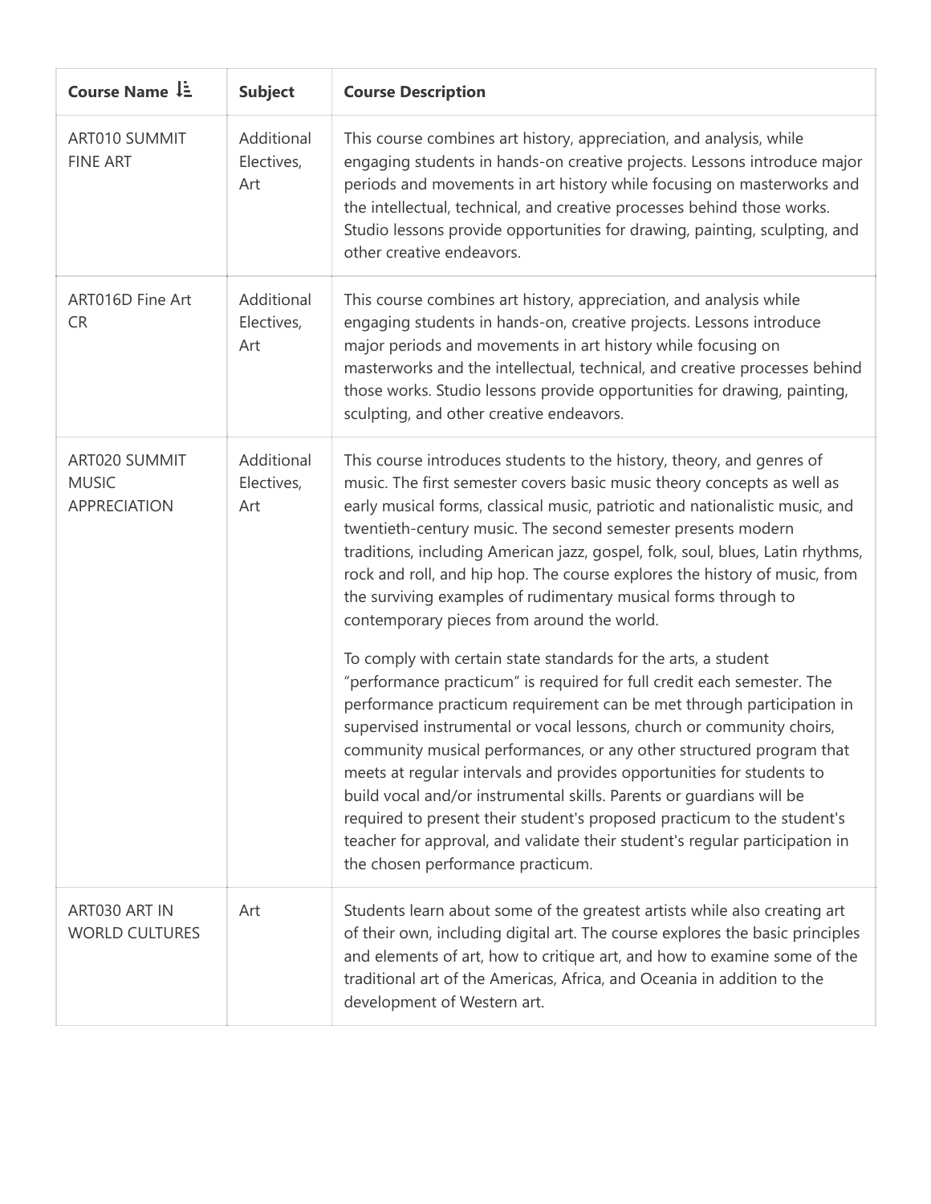| Course Name | Subject | Course Description |
| --- | --- | --- |
| ART010 SUMMIT FINE ART | Additional Electives, Art | This course combines art history, appreciation, and analysis, while engaging students in hands-on creative projects. Lessons introduce major periods and movements in art history while focusing on masterworks and the intellectual, technical, and creative processes behind those works. Studio lessons provide opportunities for drawing, painting, sculpting, and other creative endeavors. |
| ART016D Fine Art CR | Additional Electives, Art | This course combines art history, appreciation, and analysis while engaging students in hands-on, creative projects. Lessons introduce major periods and movements in art history while focusing on masterworks and the intellectual, technical, and creative processes behind those works. Studio lessons provide opportunities for drawing, painting, sculpting, and other creative endeavors. |
| ART020 SUMMIT MUSIC APPRECIATION | Additional Electives, Art | This course introduces students to the history, theory, and genres of music. The first semester covers basic music theory concepts as well as early musical forms, classical music, patriotic and nationalistic music, and twentieth-century music. The second semester presents modern traditions, including American jazz, gospel, folk, soul, blues, Latin rhythms, rock and roll, and hip hop. The course explores the history of music, from the surviving examples of rudimentary musical forms through to contemporary pieces from around the world.<br><br>To comply with certain state standards for the arts, a student "performance practicum" is required for full credit each semester. The performance practicum requirement can be met through participation in supervised instrumental or vocal lessons, church or community choirs, community musical performances, or any other structured program that meets at regular intervals and provides opportunities for students to build vocal and/or instrumental skills. Parents or guardians will be required to present their student's proposed practicum to the student's teacher for approval, and validate their student's regular participation in the chosen performance practicum. |
| ART030 ART IN WORLD CULTURES | Art | Students learn about some of the greatest artists while also creating art of their own, including digital art. The course explores the basic principles and elements of art, how to critique art, and how to examine some of the traditional art of the Americas, Africa, and Oceania in addition to the development of Western art. |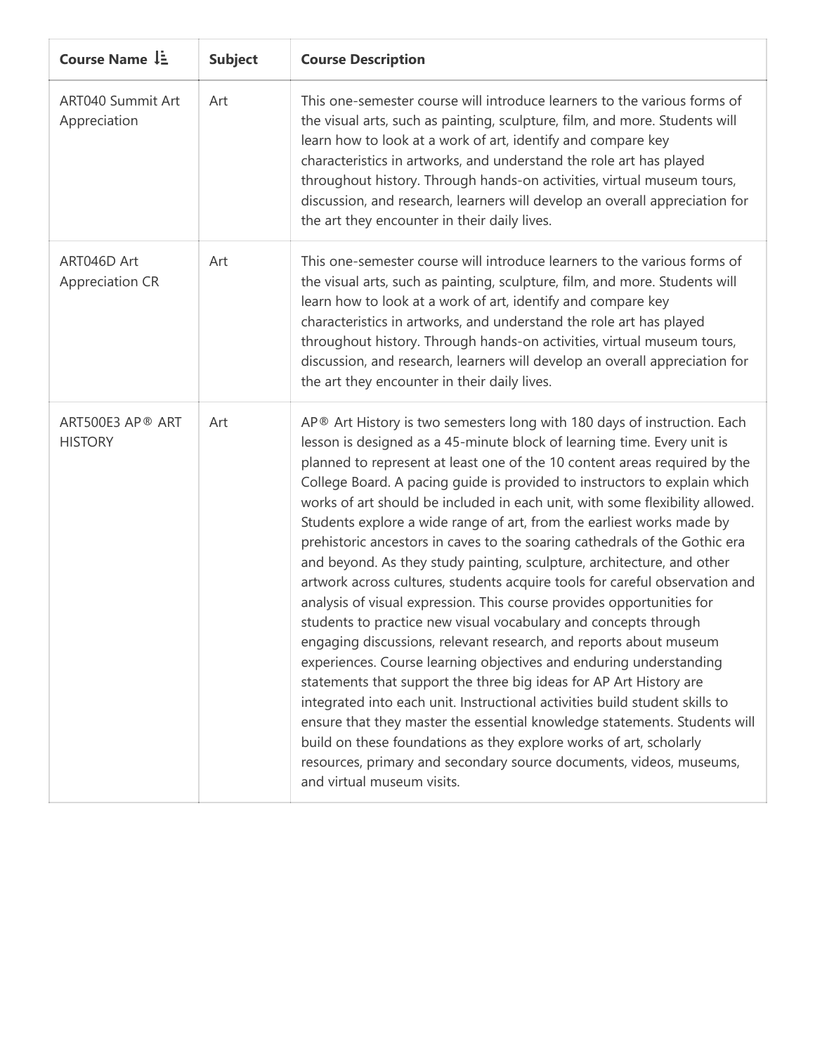| Course Name | Subject | Course Description |
| --- | --- | --- |
| ART040 Summit Art Appreciation | Art | This one-semester course will introduce learners to the various forms of the visual arts, such as painting, sculpture, film, and more. Students will learn how to look at a work of art, identify and compare key characteristics in artworks, and understand the role art has played throughout history. Through hands-on activities, virtual museum tours, discussion, and research, learners will develop an overall appreciation for the art they encounter in their daily lives. |
| ART046D Art Appreciation CR | Art | This one-semester course will introduce learners to the various forms of the visual arts, such as painting, sculpture, film, and more. Students will learn how to look at a work of art, identify and compare key characteristics in artworks, and understand the role art has played throughout history. Through hands-on activities, virtual museum tours, discussion, and research, learners will develop an overall appreciation for the art they encounter in their daily lives. |
| ART500E3 AP® ART HISTORY | Art | AP® Art History is two semesters long with 180 days of instruction. Each lesson is designed as a 45-minute block of learning time. Every unit is planned to represent at least one of the 10 content areas required by the College Board. A pacing guide is provided to instructors to explain which works of art should be included in each unit, with some flexibility allowed. Students explore a wide range of art, from the earliest works made by prehistoric ancestors in caves to the soaring cathedrals of the Gothic era and beyond. As they study painting, sculpture, architecture, and other artwork across cultures, students acquire tools for careful observation and analysis of visual expression. This course provides opportunities for students to practice new visual vocabulary and concepts through engaging discussions, relevant research, and reports about museum experiences. Course learning objectives and enduring understanding statements that support the three big ideas for AP Art History are integrated into each unit. Instructional activities build student skills to ensure that they master the essential knowledge statements. Students will build on these foundations as they explore works of art, scholarly resources, primary and secondary source documents, videos, museums, and virtual museum visits. |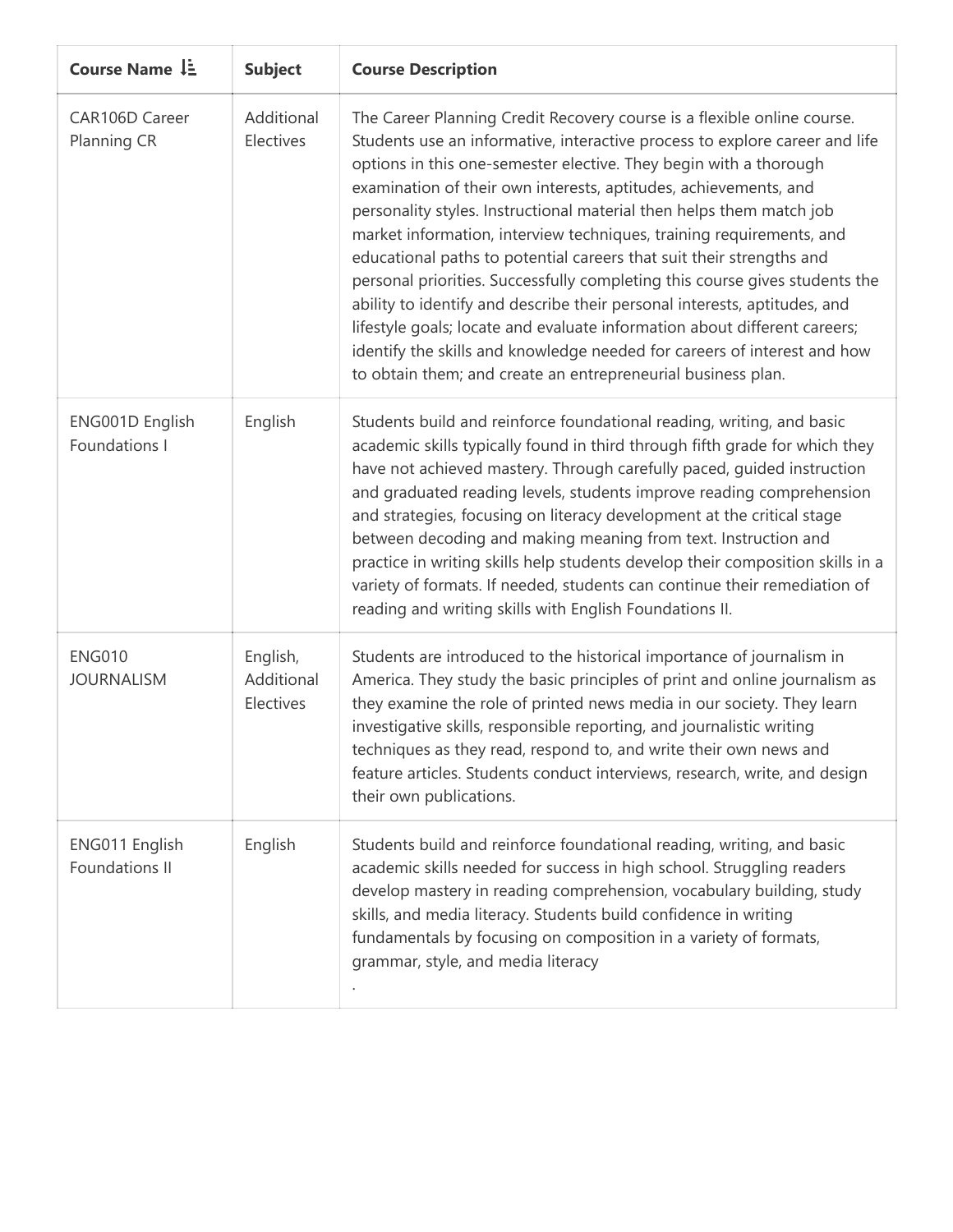| Course Name ↓ | Subject | Course Description |
| --- | --- | --- |
| CAR106D Career Planning CR | Additional Electives | The Career Planning Credit Recovery course is a flexible online course. Students use an informative, interactive process to explore career and life options in this one-semester elective. They begin with a thorough examination of their own interests, aptitudes, achievements, and personality styles. Instructional material then helps them match job market information, interview techniques, training requirements, and educational paths to potential careers that suit their strengths and personal priorities. Successfully completing this course gives students the ability to identify and describe their personal interests, aptitudes, and lifestyle goals; locate and evaluate information about different careers; identify the skills and knowledge needed for careers of interest and how to obtain them; and create an entrepreneurial business plan. |
| ENG001D English Foundations I | English | Students build and reinforce foundational reading, writing, and basic academic skills typically found in third through fifth grade for which they have not achieved mastery. Through carefully paced, guided instruction and graduated reading levels, students improve reading comprehension and strategies, focusing on literacy development at the critical stage between decoding and making meaning from text. Instruction and practice in writing skills help students develop their composition skills in a variety of formats. If needed, students can continue their remediation of reading and writing skills with English Foundations II. |
| ENG010 JOURNALISM | English, Additional Electives | Students are introduced to the historical importance of journalism in America. They study the basic principles of print and online journalism as they examine the role of printed news media in our society. They learn investigative skills, responsible reporting, and journalistic writing techniques as they read, respond to, and write their own news and feature articles. Students conduct interviews, research, write, and design their own publications. |
| ENG011 English Foundations II | English | Students build and reinforce foundational reading, writing, and basic academic skills needed for success in high school. Struggling readers develop mastery in reading comprehension, vocabulary building, study skills, and media literacy. Students build confidence in writing fundamentals by focusing on composition in a variety of formats, grammar, style, and media literacy . |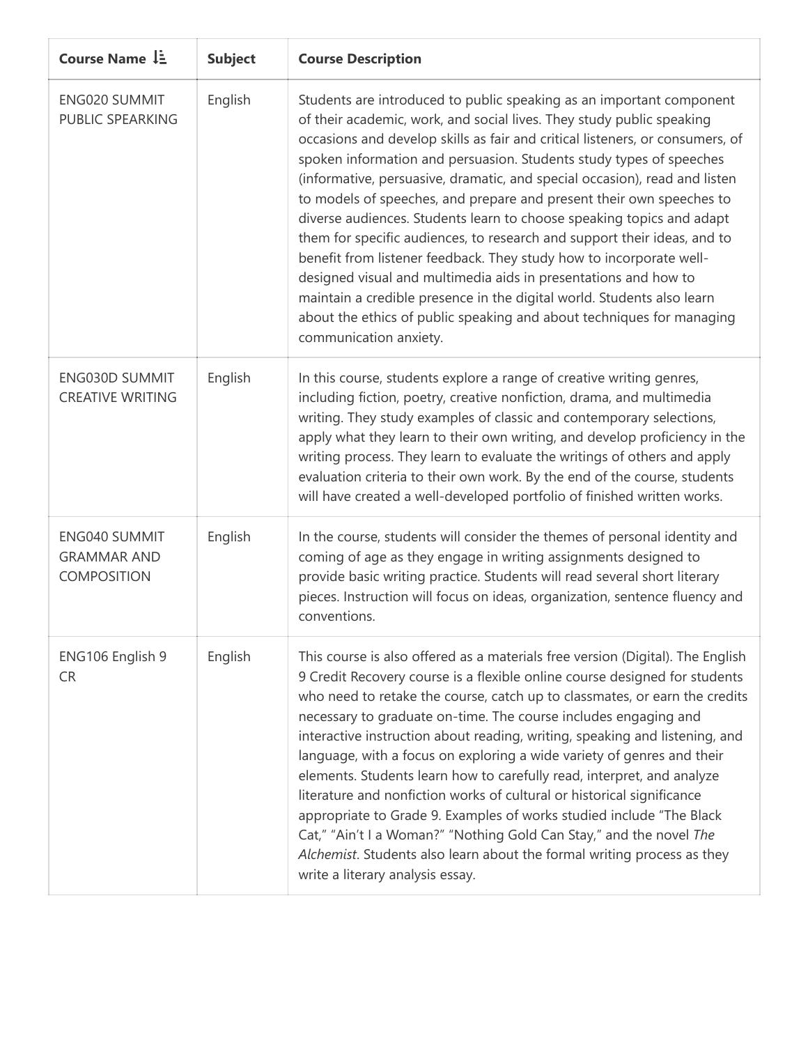| Course Name | Subject | Course Description |
| --- | --- | --- |
| ENG020 SUMMIT PUBLIC SPEARKING | English | Students are introduced to public speaking as an important component of their academic, work, and social lives. They study public speaking occasions and develop skills as fair and critical listeners, or consumers, of spoken information and persuasion. Students study types of speeches (informative, persuasive, dramatic, and special occasion), read and listen to models of speeches, and prepare and present their own speeches to diverse audiences. Students learn to choose speaking topics and adapt them for specific audiences, to research and support their ideas, and to benefit from listener feedback. They study how to incorporate well-designed visual and multimedia aids in presentations and how to maintain a credible presence in the digital world. Students also learn about the ethics of public speaking and about techniques for managing communication anxiety. |
| ENG030D SUMMIT CREATIVE WRITING | English | In this course, students explore a range of creative writing genres, including fiction, poetry, creative nonfiction, drama, and multimedia writing. They study examples of classic and contemporary selections, apply what they learn to their own writing, and develop proficiency in the writing process. They learn to evaluate the writings of others and apply evaluation criteria to their own work. By the end of the course, students will have created a well-developed portfolio of finished written works. |
| ENG040 SUMMIT GRAMMAR AND COMPOSITION | English | In the course, students will consider the themes of personal identity and coming of age as they engage in writing assignments designed to provide basic writing practice. Students will read several short literary pieces. Instruction will focus on ideas, organization, sentence fluency and conventions. |
| ENG106 English 9 CR | English | This course is also offered as a materials free version (Digital). The English 9 Credit Recovery course is a flexible online course designed for students who need to retake the course, catch up to classmates, or earn the credits necessary to graduate on-time. The course includes engaging and interactive instruction about reading, writing, speaking and listening, and language, with a focus on exploring a wide variety of genres and their elements. Students learn how to carefully read, interpret, and analyze literature and nonfiction works of cultural or historical significance appropriate to Grade 9. Examples of works studied include "The Black Cat," "Ain't I a Woman?" "Nothing Gold Can Stay," and the novel *The Alchemist*. Students also learn about the formal writing process as they write a literary analysis essay. |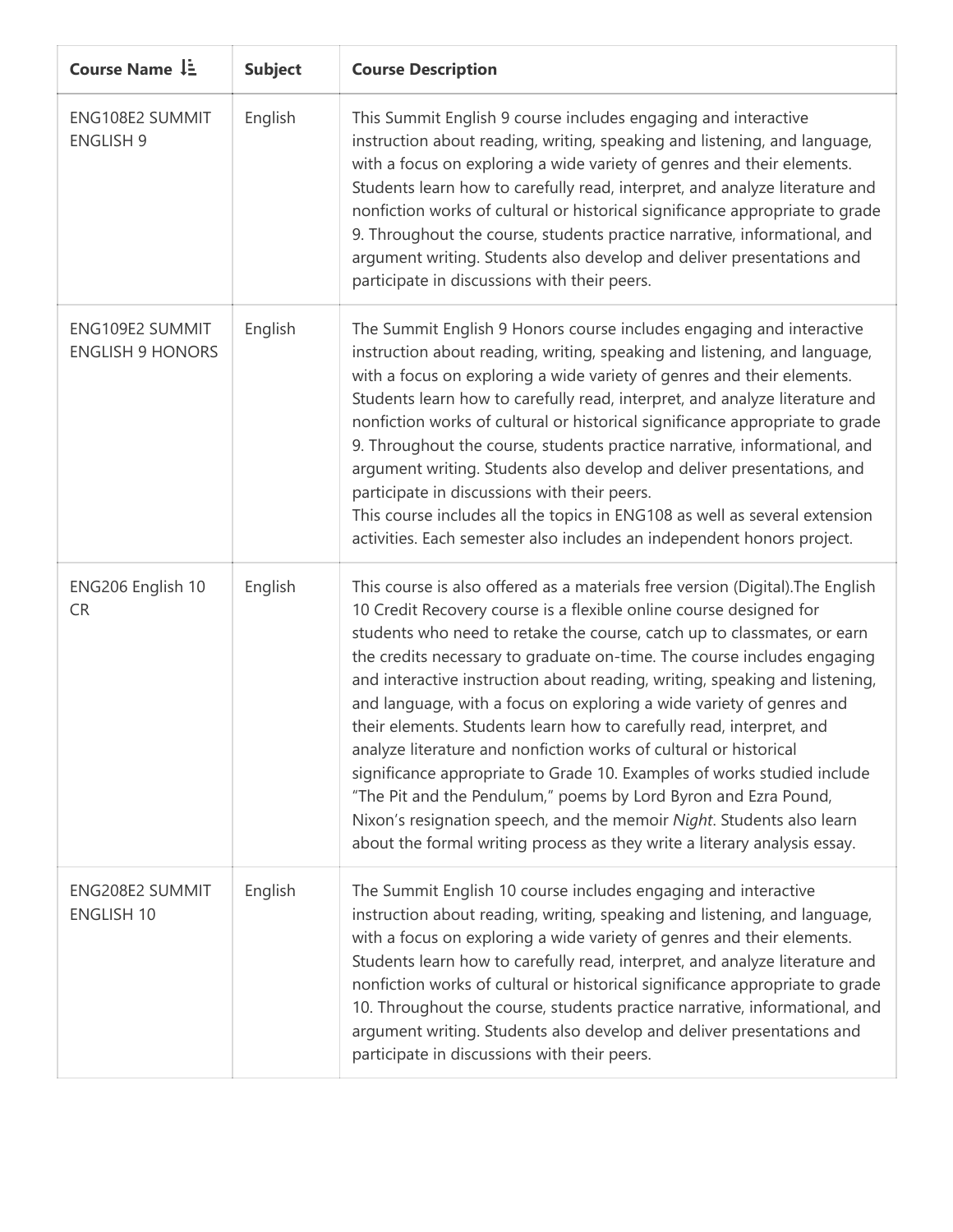| Course Name | Subject | Course Description |
| --- | --- | --- |
| ENG108E2 SUMMIT ENGLISH 9 | English | This Summit English 9 course includes engaging and interactive instruction about reading, writing, speaking and listening, and language, with a focus on exploring a wide variety of genres and their elements. Students learn how to carefully read, interpret, and analyze literature and nonfiction works of cultural or historical significance appropriate to grade 9. Throughout the course, students practice narrative, informational, and argument writing. Students also develop and deliver presentations and participate in discussions with their peers. |
| ENG109E2 SUMMIT ENGLISH 9 HONORS | English | The Summit English 9 Honors course includes engaging and interactive instruction about reading, writing, speaking and listening, and language, with a focus on exploring a wide variety of genres and their elements. Students learn how to carefully read, interpret, and analyze literature and nonfiction works of cultural or historical significance appropriate to grade 9. Throughout the course, students practice narrative, informational, and argument writing. Students also develop and deliver presentations, and participate in discussions with their peers.<br>This course includes all the topics in ENG108 as well as several extension activities. Each semester also includes an independent honors project. |
| ENG206 English 10 CR | English | This course is also offered as a materials free version (Digital).The English 10 Credit Recovery course is a flexible online course designed for students who need to retake the course, catch up to classmates, or earn the credits necessary to graduate on-time. The course includes engaging and interactive instruction about reading, writing, speaking and listening, and language, with a focus on exploring a wide variety of genres and their elements. Students learn how to carefully read, interpret, and analyze literature and nonfiction works of cultural or historical significance appropriate to Grade 10. Examples of works studied include "The Pit and the Pendulum," poems by Lord Byron and Ezra Pound, Nixon's resignation speech, and the memoir *Night*. Students also learn about the formal writing process as they write a literary analysis essay. |
| ENG208E2 SUMMIT ENGLISH 10 | English | The Summit English 10 course includes engaging and interactive instruction about reading, writing, speaking and listening, and language, with a focus on exploring a wide variety of genres and their elements. Students learn how to carefully read, interpret, and analyze literature and nonfiction works of cultural or historical significance appropriate to grade 10. Throughout the course, students practice narrative, informational, and argument writing. Students also develop and deliver presentations and participate in discussions with their peers. |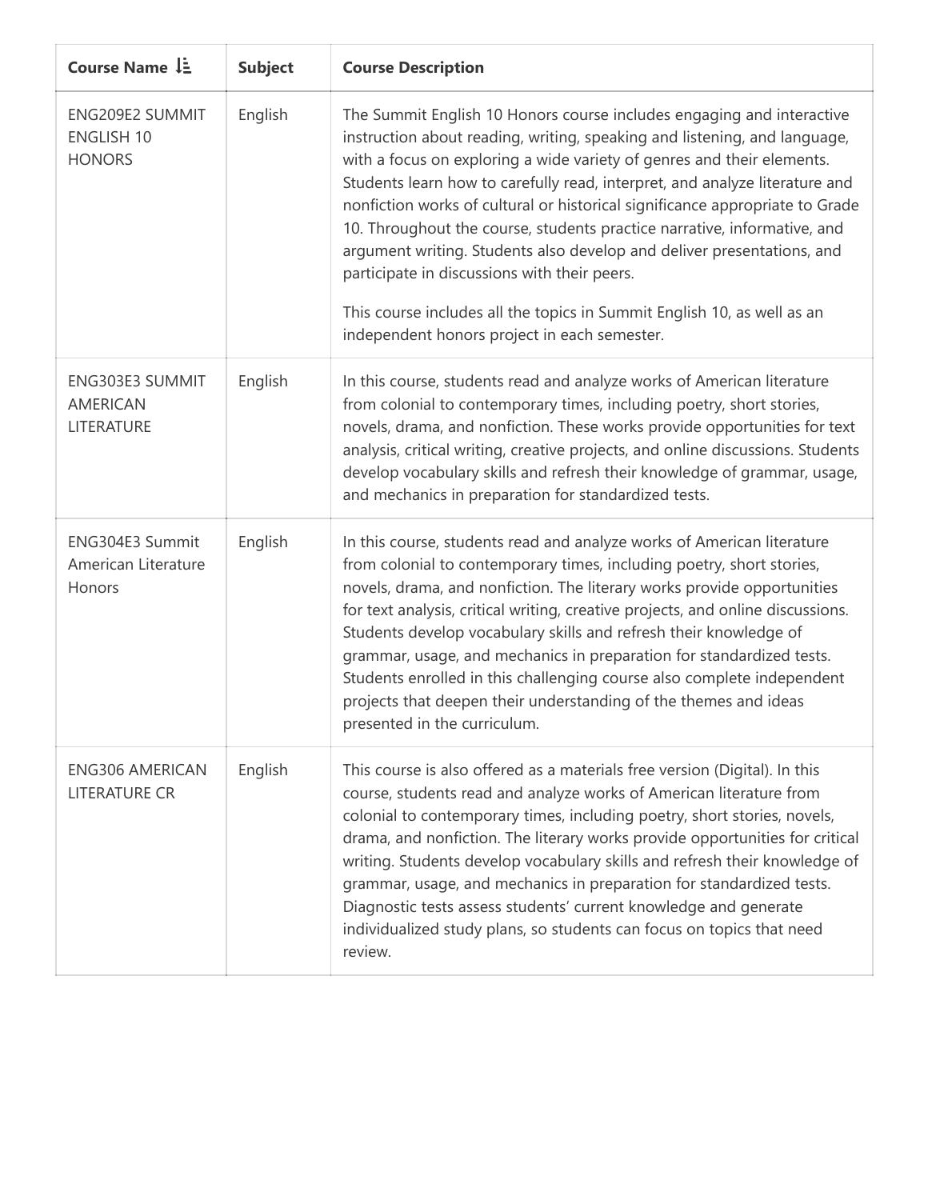| Course Name ↓ | Subject | Course Description |
| --- | --- | --- |
| ENG209E2 SUMMIT ENGLISH 10 HONORS | English | The Summit English 10 Honors course includes engaging and interactive instruction about reading, writing, speaking and listening, and language, with a focus on exploring a wide variety of genres and their elements. Students learn how to carefully read, interpret, and analyze literature and nonfiction works of cultural or historical significance appropriate to Grade 10. Throughout the course, students practice narrative, informative, and argument writing. Students also develop and deliver presentations, and participate in discussions with their peers.<br><br>This course includes all the topics in Summit English 10, as well as an independent honors project in each semester. |
| ENG303E3 SUMMIT AMERICAN LITERATURE | English | In this course, students read and analyze works of American literature from colonial to contemporary times, including poetry, short stories, novels, drama, and nonfiction. These works provide opportunities for text analysis, critical writing, creative projects, and online discussions. Students develop vocabulary skills and refresh their knowledge of grammar, usage, and mechanics in preparation for standardized tests. |
| ENG304E3 Summit American Literature Honors | English | In this course, students read and analyze works of American literature from colonial to contemporary times, including poetry, short stories, novels, drama, and nonfiction. The literary works provide opportunities for text analysis, critical writing, creative projects, and online discussions. Students develop vocabulary skills and refresh their knowledge of grammar, usage, and mechanics in preparation for standardized tests. Students enrolled in this challenging course also complete independent projects that deepen their understanding of the themes and ideas presented in the curriculum. |
| ENG306 AMERICAN LITERATURE CR | English | This course is also offered as a materials free version (Digital). In this course, students read and analyze works of American literature from colonial to contemporary times, including poetry, short stories, novels, drama, and nonfiction. The literary works provide opportunities for critical writing. Students develop vocabulary skills and refresh their knowledge of grammar, usage, and mechanics in preparation for standardized tests. Diagnostic tests assess students' current knowledge and generate individualized study plans, so students can focus on topics that need review. |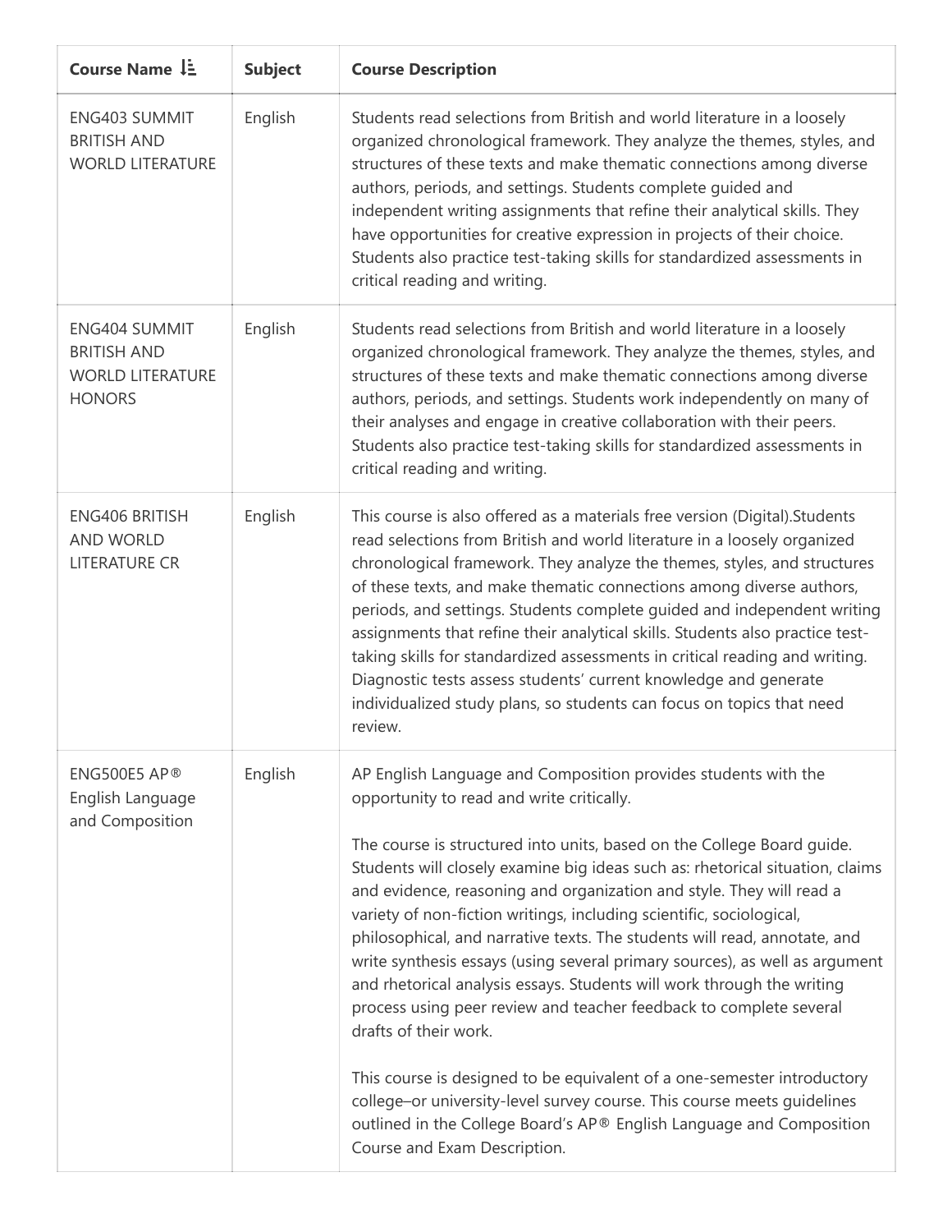| Course Name ↓ | Subject | Course Description |
| --- | --- | --- |
| ENG403 SUMMIT BRITISH AND WORLD LITERATURE | English | Students read selections from British and world literature in a loosely organized chronological framework. They analyze the themes, styles, and structures of these texts and make thematic connections among diverse authors, periods, and settings. Students complete guided and independent writing assignments that refine their analytical skills. They have opportunities for creative expression in projects of their choice. Students also practice test-taking skills for standardized assessments in critical reading and writing. |
| ENG404 SUMMIT BRITISH AND WORLD LITERATURE HONORS | English | Students read selections from British and world literature in a loosely organized chronological framework. They analyze the themes, styles, and structures of these texts and make thematic connections among diverse authors, periods, and settings. Students work independently on many of their analyses and engage in creative collaboration with their peers. Students also practice test-taking skills for standardized assessments in critical reading and writing. |
| ENG406 BRITISH AND WORLD LITERATURE CR | English | This course is also offered as a materials free version (Digital).Students read selections from British and world literature in a loosely organized chronological framework. They analyze the themes, styles, and structures of these texts, and make thematic connections among diverse authors, periods, and settings. Students complete guided and independent writing assignments that refine their analytical skills. Students also practice test-taking skills for standardized assessments in critical reading and writing. Diagnostic tests assess students' current knowledge and generate individualized study plans, so students can focus on topics that need review. |
| ENG500E5 AP® English Language and Composition | English | AP English Language and Composition provides students with the opportunity to read and write critically.<br><br>The course is structured into units, based on the College Board guide. Students will closely examine big ideas such as: rhetorical situation, claims and evidence, reasoning and organization and style. They will read a variety of non-fiction writings, including scientific, sociological, philosophical, and narrative texts. The students will read, annotate, and write synthesis essays (using several primary sources), as well as argument and rhetorical analysis essays. Students will work through the writing process using peer review and teacher feedback to complete several drafts of their work.<br><br>This course is designed to be equivalent of a one-semester introductory college–or university-level survey course. This course meets guidelines outlined in the College Board's AP® English Language and Composition Course and Exam Description. |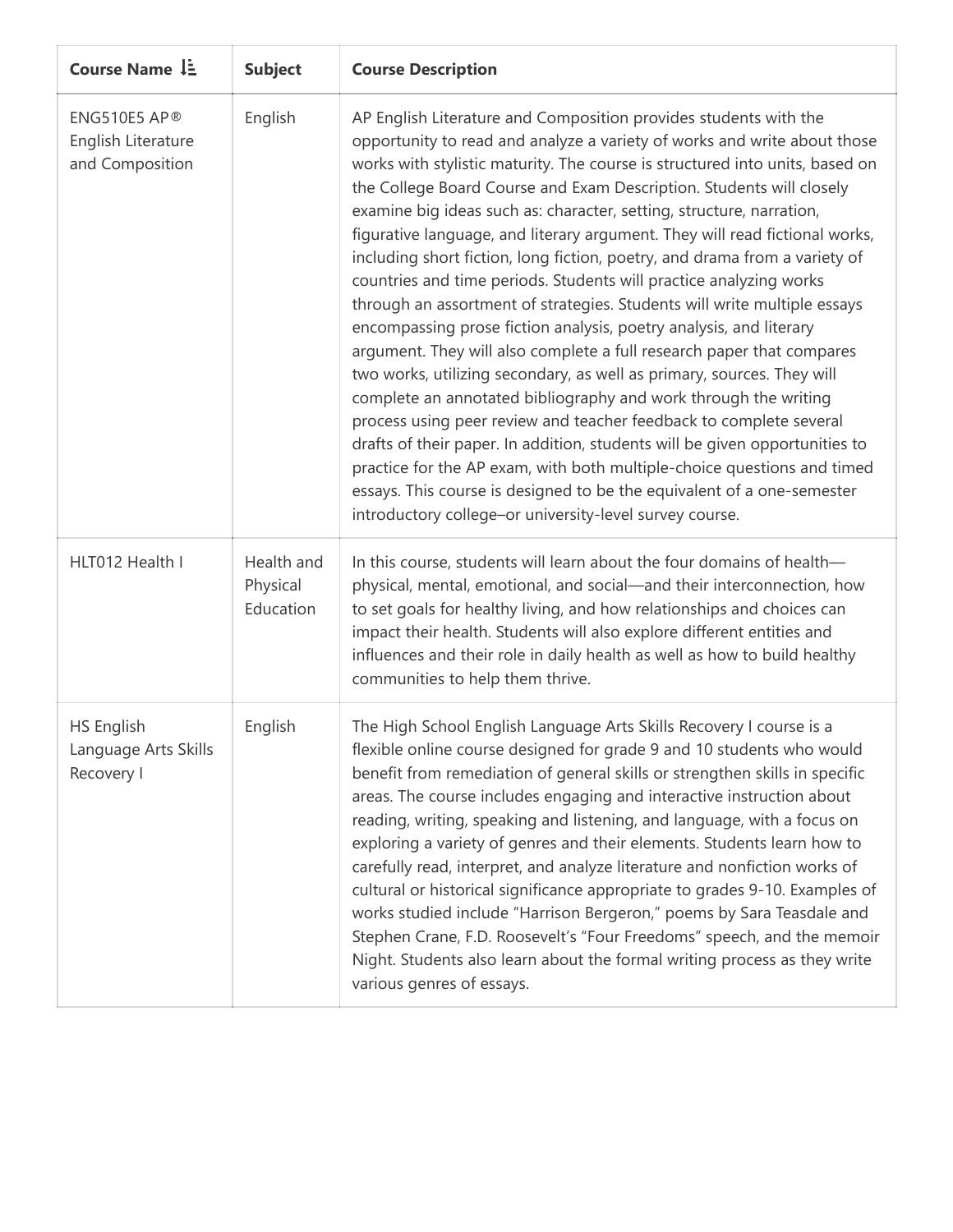| Course Name ↓≡ | Subject | Course Description |
| --- | --- | --- |
| ENG510E5 AP® English Literature and Composition | English | AP English Literature and Composition provides students with the opportunity to read and analyze a variety of works and write about those works with stylistic maturity. The course is structured into units, based on the College Board Course and Exam Description. Students will closely examine big ideas such as: character, setting, structure, narration, figurative language, and literary argument. They will read fictional works, including short fiction, long fiction, poetry, and drama from a variety of countries and time periods. Students will practice analyzing works through an assortment of strategies. Students will write multiple essays encompassing prose fiction analysis, poetry analysis, and literary argument. They will also complete a full research paper that compares two works, utilizing secondary, as well as primary, sources. They will complete an annotated bibliography and work through the writing process using peer review and teacher feedback to complete several drafts of their paper. In addition, students will be given opportunities to practice for the AP exam, with both multiple-choice questions and timed essays. This course is designed to be the equivalent of a one-semester introductory college–or university-level survey course. |
| HLT012 Health I | Health and Physical Education | In this course, students will learn about the four domains of health—physical, mental, emotional, and social—and their interconnection, how to set goals for healthy living, and how relationships and choices can impact their health. Students will also explore different entities and influences and their role in daily health as well as how to build healthy communities to help them thrive. |
| HS English Language Arts Skills Recovery I | English | The High School English Language Arts Skills Recovery I course is a flexible online course designed for grade 9 and 10 students who would benefit from remediation of general skills or strengthen skills in specific areas. The course includes engaging and interactive instruction about reading, writing, speaking and listening, and language, with a focus on exploring a variety of genres and their elements. Students learn how to carefully read, interpret, and analyze literature and nonfiction works of cultural or historical significance appropriate to grades 9-10. Examples of works studied include "Harrison Bergeron," poems by Sara Teasdale and Stephen Crane, F.D. Roosevelt's "Four Freedoms" speech, and the memoir Night. Students also learn about the formal writing process as they write various genres of essays. |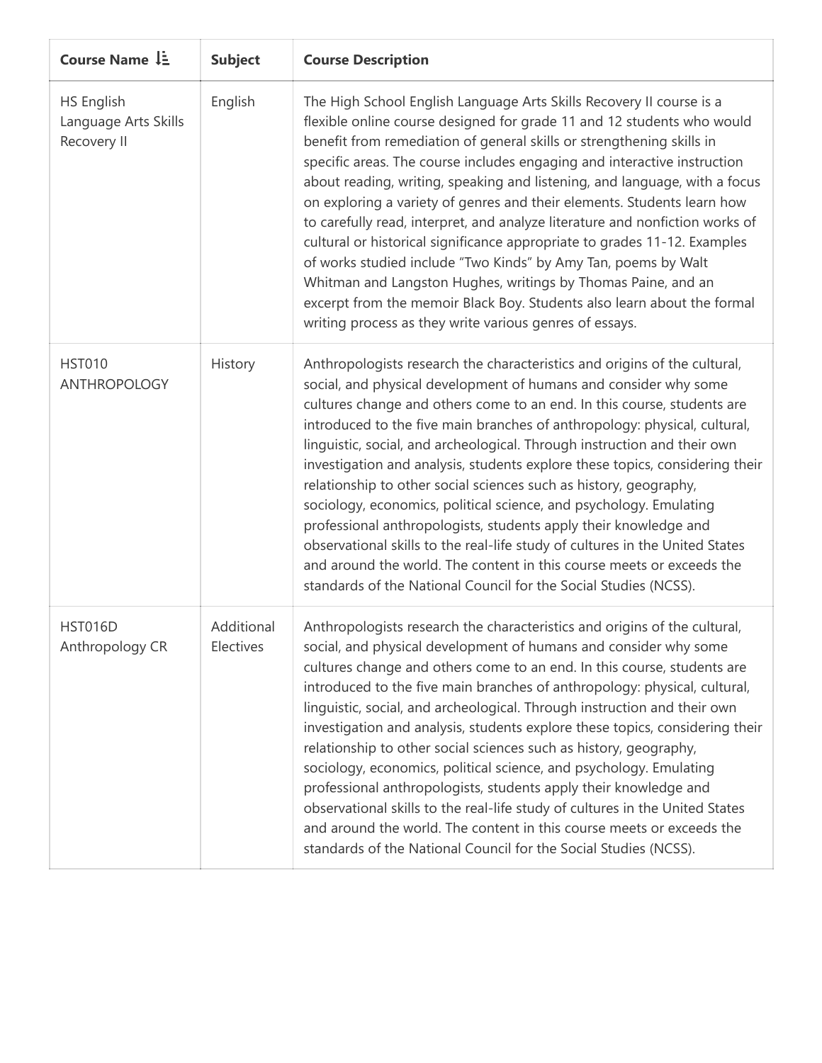| Course Name | Subject | Course Description |
|---|---|---|
| HS English Language Arts Skills Recovery II | English | The High School English Language Arts Skills Recovery II course is a flexible online course designed for grade 11 and 12 students who would benefit from remediation of general skills or strengthening skills in specific areas. The course includes engaging and interactive instruction about reading, writing, speaking and listening, and language, with a focus on exploring a variety of genres and their elements. Students learn how to carefully read, interpret, and analyze literature and nonfiction works of cultural or historical significance appropriate to grades 11-12. Examples of works studied include "Two Kinds" by Amy Tan, poems by Walt Whitman and Langston Hughes, writings by Thomas Paine, and an excerpt from the memoir Black Boy. Students also learn about the formal writing process as they write various genres of essays. |
| HST010 ANTHROPOLOGY | History | Anthropologists research the characteristics and origins of the cultural, social, and physical development of humans and consider why some cultures change and others come to an end. In this course, students are introduced to the five main branches of anthropology: physical, cultural, linguistic, social, and archeological. Through instruction and their own investigation and analysis, students explore these topics, considering their relationship to other social sciences such as history, geography, sociology, economics, political science, and psychology. Emulating professional anthropologists, students apply their knowledge and observational skills to the real-life study of cultures in the United States and around the world. The content in this course meets or exceeds the standards of the National Council for the Social Studies (NCSS). |
| HST016D Anthropology CR | Additional Electives | Anthropologists research the characteristics and origins of the cultural, social, and physical development of humans and consider why some cultures change and others come to an end. In this course, students are introduced to the five main branches of anthropology: physical, cultural, linguistic, social, and archeological. Through instruction and their own investigation and analysis, students explore these topics, considering their relationship to other social sciences such as history, geography, sociology, economics, political science, and psychology. Emulating professional anthropologists, students apply their knowledge and observational skills to the real-life study of cultures in the United States and around the world. The content in this course meets or exceeds the standards of the National Council for the Social Studies (NCSS). |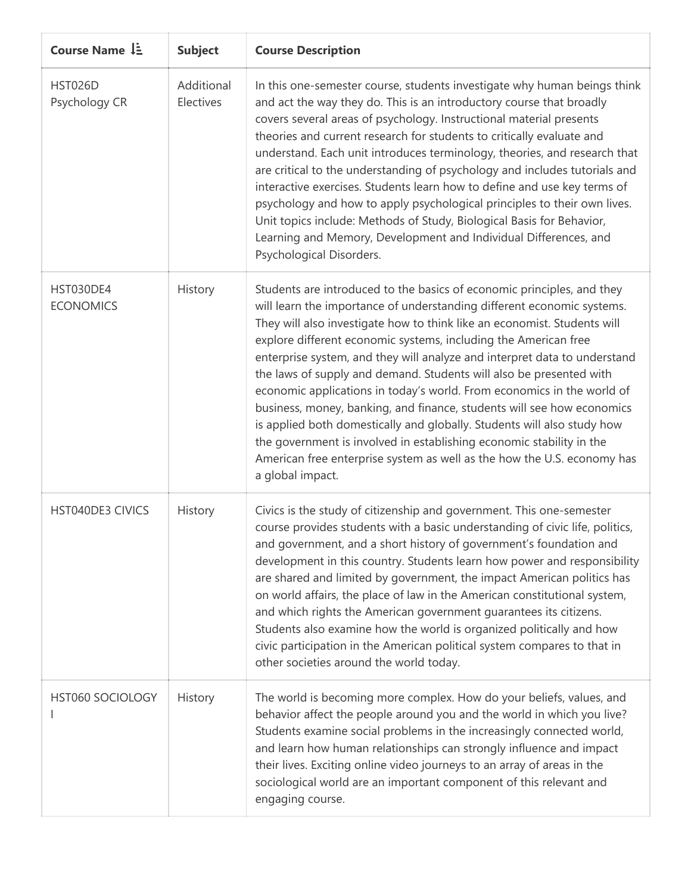| Course Name | Subject | Course Description |
| --- | --- | --- |
| HST026D Psychology CR | Additional Electives | In this one-semester course, students investigate why human beings think and act the way they do. This is an introductory course that broadly covers several areas of psychology. Instructional material presents theories and current research for students to critically evaluate and understand. Each unit introduces terminology, theories, and research that are critical to the understanding of psychology and includes tutorials and interactive exercises. Students learn how to define and use key terms of psychology and how to apply psychological principles to their own lives. Unit topics include: Methods of Study, Biological Basis for Behavior, Learning and Memory, Development and Individual Differences, and Psychological Disorders. |
| HST030DE4 ECONOMICS | History | Students are introduced to the basics of economic principles, and they will learn the importance of understanding different economic systems. They will also investigate how to think like an economist. Students will explore different economic systems, including the American free enterprise system, and they will analyze and interpret data to understand the laws of supply and demand. Students will also be presented with economic applications in today's world. From economics in the world of business, money, banking, and finance, students will see how economics is applied both domestically and globally. Students will also study how the government is involved in establishing economic stability in the American free enterprise system as well as the how the U.S. economy has a global impact. |
| HST040DE3 CIVICS | History | Civics is the study of citizenship and government. This one-semester course provides students with a basic understanding of civic life, politics, and government, and a short history of government's foundation and development in this country. Students learn how power and responsibility are shared and limited by government, the impact American politics has on world affairs, the place of law in the American constitutional system, and which rights the American government guarantees its citizens. Students also examine how the world is organized politically and how civic participation in the American political system compares to that in other societies around the world today. |
| HST060 SOCIOLOGY I | History | The world is becoming more complex. How do your beliefs, values, and behavior affect the people around you and the world in which you live? Students examine social problems in the increasingly connected world, and learn how human relationships can strongly influence and impact their lives. Exciting online video journeys to an array of areas in the sociological world are an important component of this relevant and engaging course. |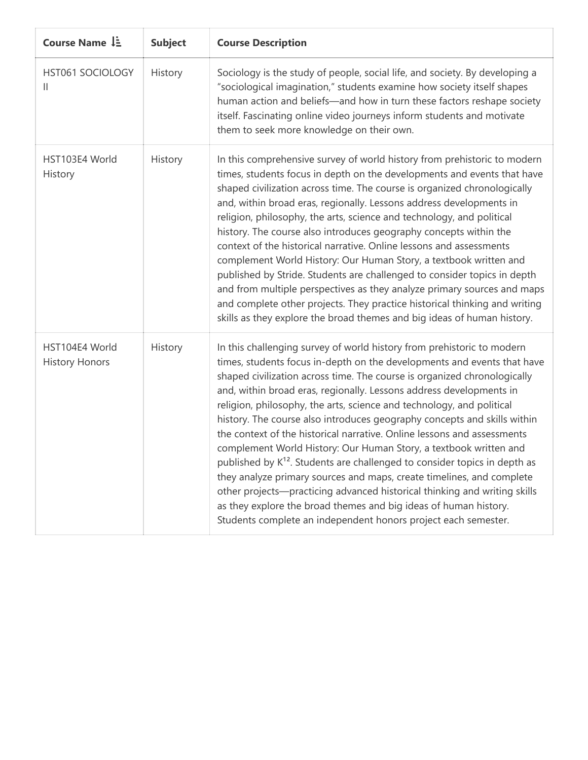| Course Name | Subject | Course Description |
| --- | --- | --- |
| HST061 SOCIOLOGY II | History | Sociology is the study of people, social life, and society. By developing a “sociological imagination,” students examine how society itself shapes human action and beliefs—and how in turn these factors reshape society itself. Fascinating online video journeys inform students and motivate them to seek more knowledge on their own. |
| HST103E4 World History | History | In this comprehensive survey of world history from prehistoric to modern times, students focus in depth on the developments and events that have shaped civilization across time. The course is organized chronologically and, within broad eras, regionally. Lessons address developments in religion, philosophy, the arts, science and technology, and political history. The course also introduces geography concepts within the context of the historical narrative. Online lessons and assessments complement World History: Our Human Story, a textbook written and published by Stride. Students are challenged to consider topics in depth and from multiple perspectives as they analyze primary sources and maps and complete other projects. They practice historical thinking and writing skills as they explore the broad themes and big ideas of human history. |
| HST104E4 World History Honors | History | In this challenging survey of world history from prehistoric to modern times, students focus in-depth on the developments and events that have shaped civilization across time. The course is organized chronologically and, within broad eras, regionally. Lessons address developments in religion, philosophy, the arts, science and technology, and political history. The course also introduces geography concepts and skills within the context of the historical narrative. Online lessons and assessments complement World History: Our Human Story, a textbook written and published by K12. Students are challenged to consider topics in depth as they analyze primary sources and maps, create timelines, and complete other projects—practicing advanced historical thinking and writing skills as they explore the broad themes and big ideas of human history. Students complete an independent honors project each semester. |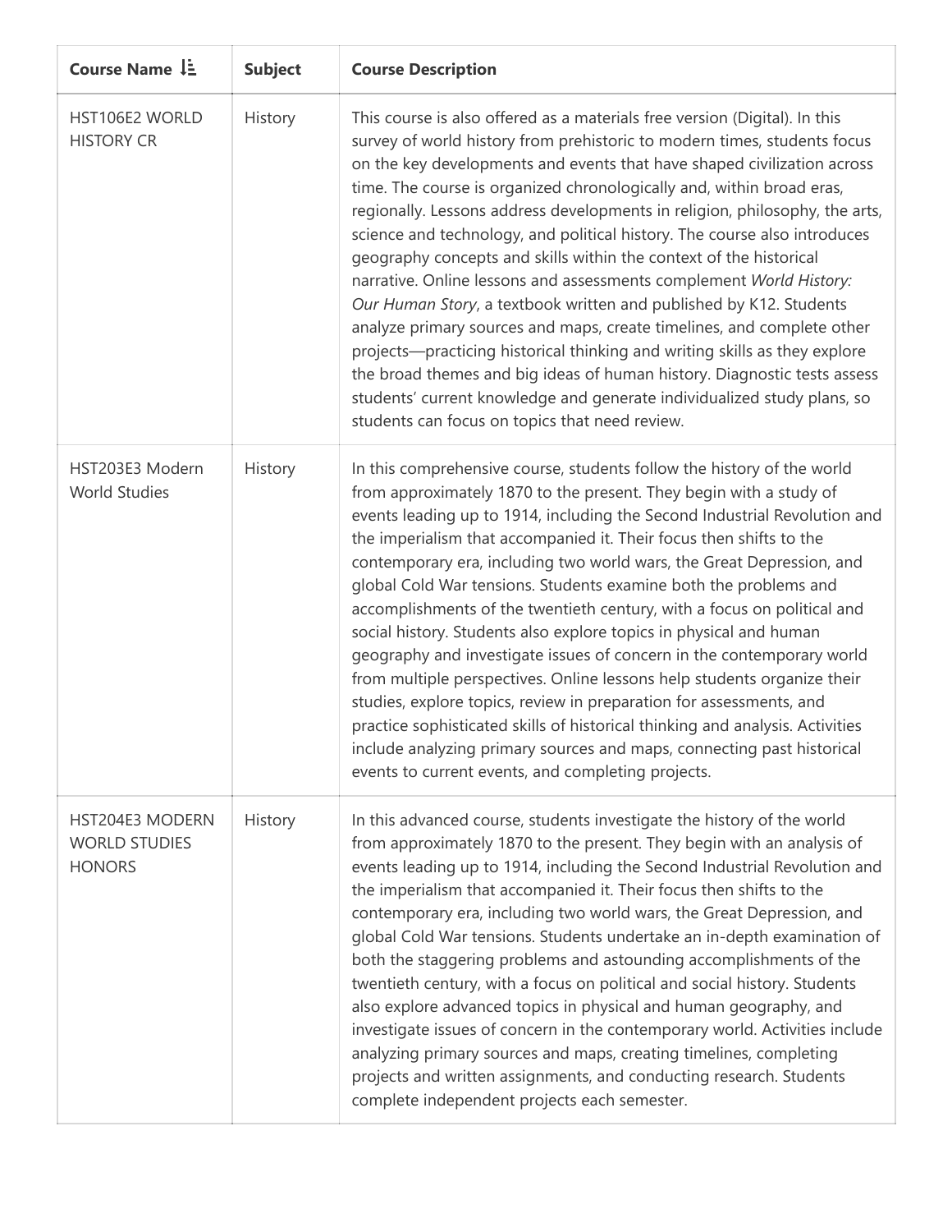| Course Name ↓≡ | Subject | Course Description |
| --- | --- | --- |
| HST106E2 WORLD HISTORY CR | History | This course is also offered as a materials free version (Digital). In this survey of world history from prehistoric to modern times, students focus on the key developments and events that have shaped civilization across time. The course is organized chronologically and, within broad eras, regionally. Lessons address developments in religion, philosophy, the arts, science and technology, and political history. The course also introduces geography concepts and skills within the context of the historical narrative. Online lessons and assessments complement *World History: Our Human Story*, a textbook written and published by K12. Students analyze primary sources and maps, create timelines, and complete other projects—practicing historical thinking and writing skills as they explore the broad themes and big ideas of human history. Diagnostic tests assess students' current knowledge and generate individualized study plans, so students can focus on topics that need review. |
| HST203E3 Modern World Studies | History | In this comprehensive course, students follow the history of the world from approximately 1870 to the present. They begin with a study of events leading up to 1914, including the Second Industrial Revolution and the imperialism that accompanied it. Their focus then shifts to the contemporary era, including two world wars, the Great Depression, and global Cold War tensions. Students examine both the problems and accomplishments of the twentieth century, with a focus on political and social history. Students also explore topics in physical and human geography and investigate issues of concern in the contemporary world from multiple perspectives. Online lessons help students organize their studies, explore topics, review in preparation for assessments, and practice sophisticated skills of historical thinking and analysis. Activities include analyzing primary sources and maps, connecting past historical events to current events, and completing projects. |
| HST204E3 MODERN WORLD STUDIES HONORS | History | In this advanced course, students investigate the history of the world from approximately 1870 to the present. They begin with an analysis of events leading up to 1914, including the Second Industrial Revolution and the imperialism that accompanied it. Their focus then shifts to the contemporary era, including two world wars, the Great Depression, and global Cold War tensions. Students undertake an in-depth examination of both the staggering problems and astounding accomplishments of the twentieth century, with a focus on political and social history. Students also explore advanced topics in physical and human geography, and investigate issues of concern in the contemporary world. Activities include analyzing primary sources and maps, creating timelines, completing projects and written assignments, and conducting research. Students complete independent projects each semester. |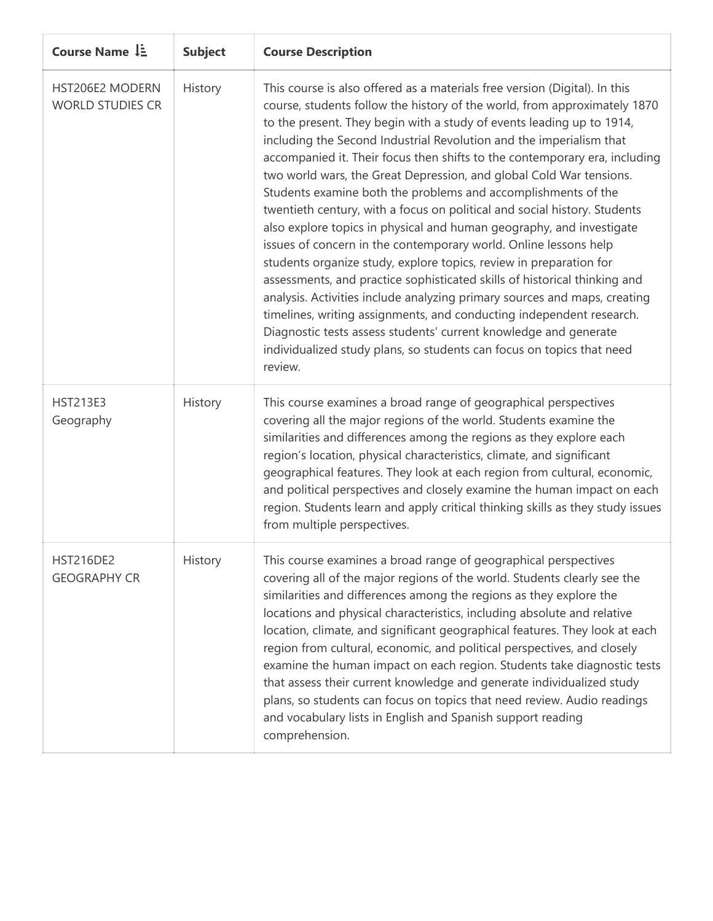| Course Name ↓ | Subject | Course Description |
| --- | --- | --- |
| HST206E2 MODERN WORLD STUDIES CR | History | This course is also offered as a materials free version (Digital). In this course, students follow the history of the world, from approximately 1870 to the present. They begin with a study of events leading up to 1914, including the Second Industrial Revolution and the imperialism that accompanied it. Their focus then shifts to the contemporary era, including two world wars, the Great Depression, and global Cold War tensions. Students examine both the problems and accomplishments of the twentieth century, with a focus on political and social history. Students also explore topics in physical and human geography, and investigate issues of concern in the contemporary world. Online lessons help students organize study, explore topics, review in preparation for assessments, and practice sophisticated skills of historical thinking and analysis. Activities include analyzing primary sources and maps, creating timelines, writing assignments, and conducting independent research. Diagnostic tests assess students' current knowledge and generate individualized study plans, so students can focus on topics that need review. |
| HST213E3 Geography | History | This course examines a broad range of geographical perspectives covering all the major regions of the world. Students examine the similarities and differences among the regions as they explore each region's location, physical characteristics, climate, and significant geographical features. They look at each region from cultural, economic, and political perspectives and closely examine the human impact on each region. Students learn and apply critical thinking skills as they study issues from multiple perspectives. |
| HST216DE2 GEOGRAPHY CR | History | This course examines a broad range of geographical perspectives covering all of the major regions of the world. Students clearly see the similarities and differences among the regions as they explore the locations and physical characteristics, including absolute and relative location, climate, and significant geographical features. They look at each region from cultural, economic, and political perspectives, and closely examine the human impact on each region. Students take diagnostic tests that assess their current knowledge and generate individualized study plans, so students can focus on topics that need review. Audio readings and vocabulary lists in English and Spanish support reading comprehension. |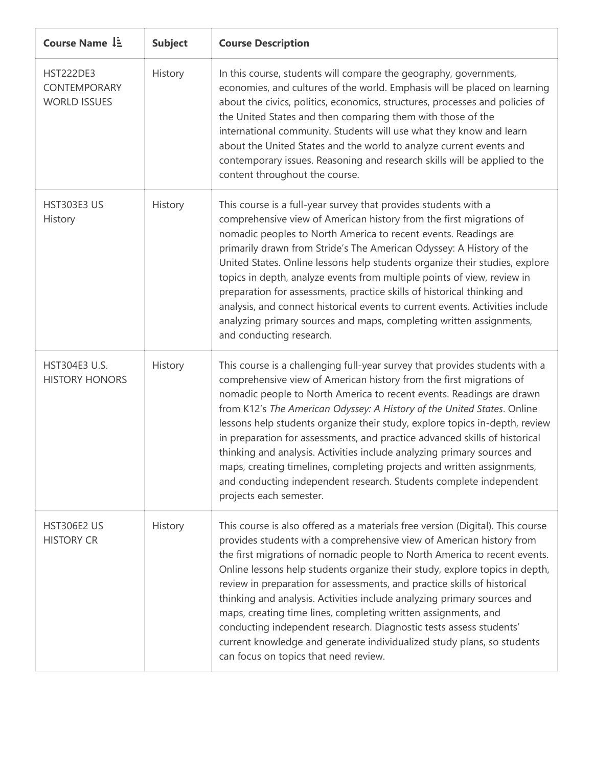| Course Name ↓ | Subject | Course Description |
|---|---|---|
| HST222DE3 CONTEMPORARY WORLD ISSUES | History | In this course, students will compare the geography, governments, economies, and cultures of the world. Emphasis will be placed on learning about the civics, politics, economics, structures, processes and policies of the United States and then comparing them with those of the international community. Students will use what they know and learn about the United States and the world to analyze current events and contemporary issues. Reasoning and research skills will be applied to the content throughout the course. |
| HST303E3 US History | History | This course is a full-year survey that provides students with a comprehensive view of American history from the first migrations of nomadic peoples to North America to recent events. Readings are primarily drawn from Stride's The American Odyssey: A History of the United States. Online lessons help students organize their studies, explore topics in depth, analyze events from multiple points of view, review in preparation for assessments, practice skills of historical thinking and analysis, and connect historical events to current events. Activities include analyzing primary sources and maps, completing written assignments, and conducting research. |
| HST304E3 U.S. HISTORY HONORS | History | This course is a challenging full-year survey that provides students with a comprehensive view of American history from the first migrations of nomadic people to North America to recent events. Readings are drawn from K12's *The American Odyssey: A History of the United States*. Online lessons help students organize their study, explore topics in-depth, review in preparation for assessments, and practice advanced skills of historical thinking and analysis. Activities include analyzing primary sources and maps, creating timelines, completing projects and written assignments, and conducting independent research. Students complete independent projects each semester. |
| HST306E2 US HISTORY CR | History | This course is also offered as a materials free version (Digital). This course provides students with a comprehensive view of American history from the first migrations of nomadic people to North America to recent events. Online lessons help students organize their study, explore topics in depth, review in preparation for assessments, and practice skills of historical thinking and analysis. Activities include analyzing primary sources and maps, creating time lines, completing written assignments, and conducting independent research. Diagnostic tests assess students' current knowledge and generate individualized study plans, so students can focus on topics that need review. |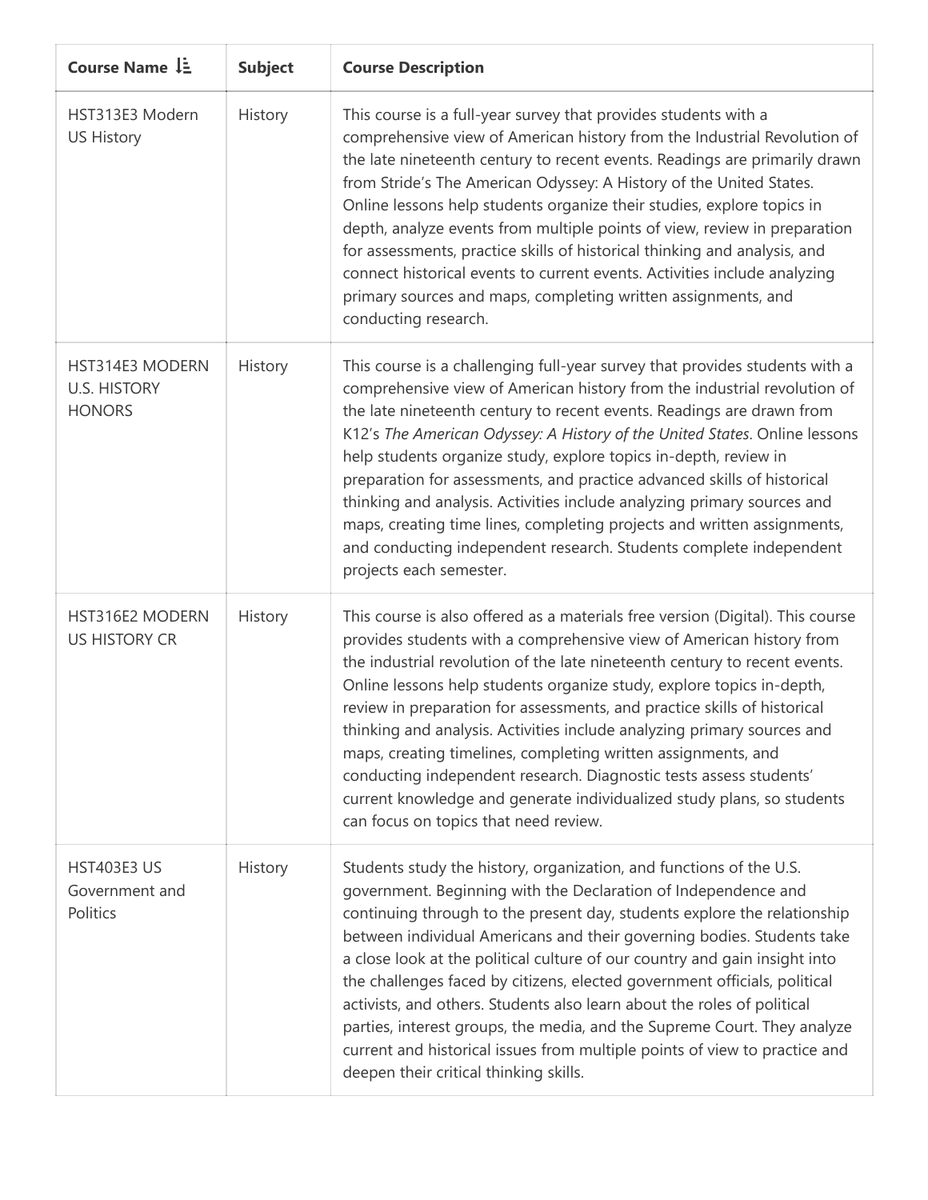| Course Name ↓ | Subject | Course Description |
| --- | --- | --- |
| HST313E3 Modern US History | History | This course is a full-year survey that provides students with a comprehensive view of American history from the Industrial Revolution of the late nineteenth century to recent events. Readings are primarily drawn from Stride's The American Odyssey: A History of the United States. Online lessons help students organize their studies, explore topics in depth, analyze events from multiple points of view, review in preparation for assessments, practice skills of historical thinking and analysis, and connect historical events to current events. Activities include analyzing primary sources and maps, completing written assignments, and conducting research. |
| HST314E3 MODERN U.S. HISTORY HONORS | History | This course is a challenging full-year survey that provides students with a comprehensive view of American history from the industrial revolution of the late nineteenth century to recent events. Readings are drawn from K12's *The American Odyssey: A History of the United States*. Online lessons help students organize study, explore topics in-depth, review in preparation for assessments, and practice advanced skills of historical thinking and analysis. Activities include analyzing primary sources and maps, creating time lines, completing projects and written assignments, and conducting independent research. Students complete independent projects each semester. |
| HST316E2 MODERN US HISTORY CR | History | This course is also offered as a materials free version (Digital). This course provides students with a comprehensive view of American history from the industrial revolution of the late nineteenth century to recent events. Online lessons help students organize study, explore topics in-depth, review in preparation for assessments, and practice skills of historical thinking and analysis. Activities include analyzing primary sources and maps, creating timelines, completing written assignments, and conducting independent research. Diagnostic tests assess students' current knowledge and generate individualized study plans, so students can focus on topics that need review. |
| HST403E3 US Government and Politics | History | Students study the history, organization, and functions of the U.S. government. Beginning with the Declaration of Independence and continuing through to the present day, students explore the relationship between individual Americans and their governing bodies. Students take a close look at the political culture of our country and gain insight into the challenges faced by citizens, elected government officials, political activists, and others. Students also learn about the roles of political parties, interest groups, the media, and the Supreme Court. They analyze current and historical issues from multiple points of view to practice and deepen their critical thinking skills. |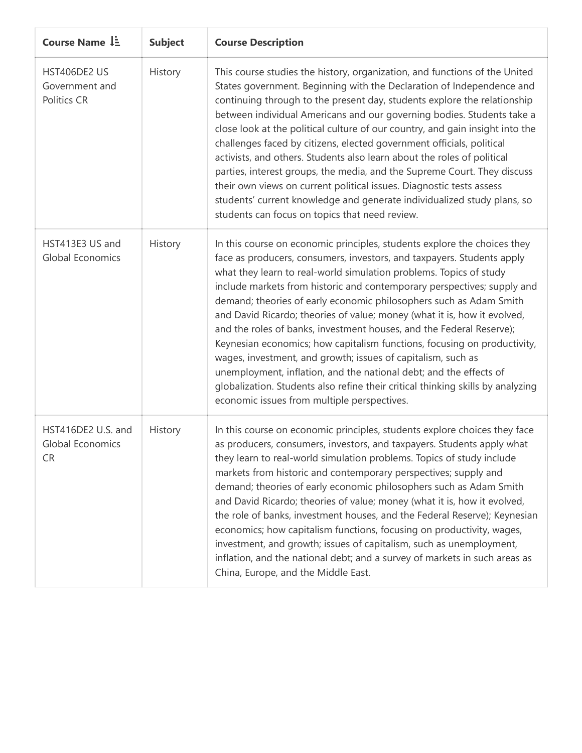| Course Name | Subject | Course Description |
| --- | --- | --- |
| HST406DE2 US Government and Politics CR | History | This course studies the history, organization, and functions of the United States government. Beginning with the Declaration of Independence and continuing through to the present day, students explore the relationship between individual Americans and our governing bodies. Students take a close look at the political culture of our country, and gain insight into the challenges faced by citizens, elected government officials, political activists, and others. Students also learn about the roles of political parties, interest groups, the media, and the Supreme Court. They discuss their own views on current political issues. Diagnostic tests assess students' current knowledge and generate individualized study plans, so students can focus on topics that need review. |
| HST413E3 US and Global Economics | History | In this course on economic principles, students explore the choices they face as producers, consumers, investors, and taxpayers. Students apply what they learn to real-world simulation problems. Topics of study include markets from historic and contemporary perspectives; supply and demand; theories of early economic philosophers such as Adam Smith and David Ricardo; theories of value; money (what it is, how it evolved, and the roles of banks, investment houses, and the Federal Reserve); Keynesian economics; how capitalism functions, focusing on productivity, wages, investment, and growth; issues of capitalism, such as unemployment, inflation, and the national debt; and the effects of globalization. Students also refine their critical thinking skills by analyzing economic issues from multiple perspectives. |
| HST416DE2 U.S. and Global Economics CR | History | In this course on economic principles, students explore choices they face as producers, consumers, investors, and taxpayers. Students apply what they learn to real-world simulation problems. Topics of study include markets from historic and contemporary perspectives; supply and demand; theories of early economic philosophers such as Adam Smith and David Ricardo; theories of value; money (what it is, how it evolved, the role of banks, investment houses, and the Federal Reserve); Keynesian economics; how capitalism functions, focusing on productivity, wages, investment, and growth; issues of capitalism, such as unemployment, inflation, and the national debt; and a survey of markets in such areas as China, Europe, and the Middle East. |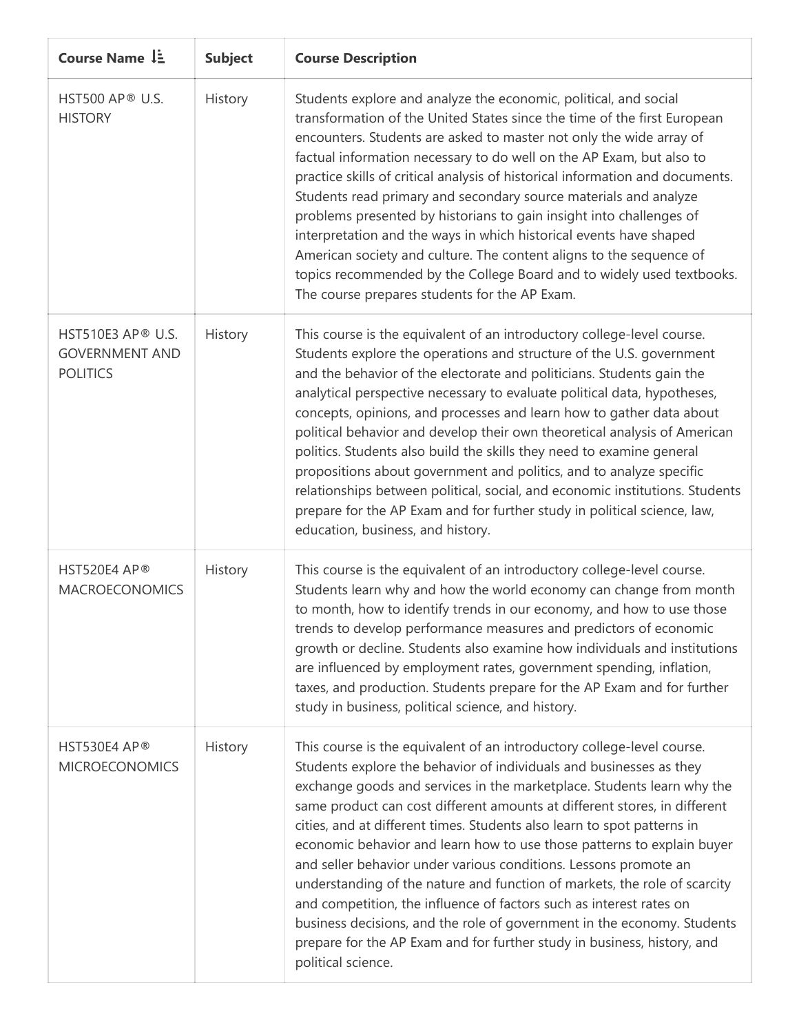| Course Name | Subject | Course Description |
| --- | --- | --- |
| HST500 AP® U.S. HISTORY | History | Students explore and analyze the economic, political, and social transformation of the United States since the time of the first European encounters. Students are asked to master not only the wide array of factual information necessary to do well on the AP Exam, but also to practice skills of critical analysis of historical information and documents. Students read primary and secondary source materials and analyze problems presented by historians to gain insight into challenges of interpretation and the ways in which historical events have shaped American society and culture. The content aligns to the sequence of topics recommended by the College Board and to widely used textbooks. The course prepares students for the AP Exam. |
| HST510E3 AP® U.S. GOVERNMENT AND POLITICS | History | This course is the equivalent of an introductory college-level course. Students explore the operations and structure of the U.S. government and the behavior of the electorate and politicians. Students gain the analytical perspective necessary to evaluate political data, hypotheses, concepts, opinions, and processes and learn how to gather data about political behavior and develop their own theoretical analysis of American politics. Students also build the skills they need to examine general propositions about government and politics, and to analyze specific relationships between political, social, and economic institutions. Students prepare for the AP Exam and for further study in political science, law, education, business, and history. |
| HST520E4 AP® MACROECONOMICS | History | This course is the equivalent of an introductory college-level course. Students learn why and how the world economy can change from month to month, how to identify trends in our economy, and how to use those trends to develop performance measures and predictors of economic growth or decline. Students also examine how individuals and institutions are influenced by employment rates, government spending, inflation, taxes, and production. Students prepare for the AP Exam and for further study in business, political science, and history. |
| HST530E4 AP® MICROECONOMICS | History | This course is the equivalent of an introductory college-level course. Students explore the behavior of individuals and businesses as they exchange goods and services in the marketplace. Students learn why the same product can cost different amounts at different stores, in different cities, and at different times. Students also learn to spot patterns in economic behavior and learn how to use those patterns to explain buyer and seller behavior under various conditions. Lessons promote an understanding of the nature and function of markets, the role of scarcity and competition, the influence of factors such as interest rates on business decisions, and the role of government in the economy. Students prepare for the AP Exam and for further study in business, history, and political science. |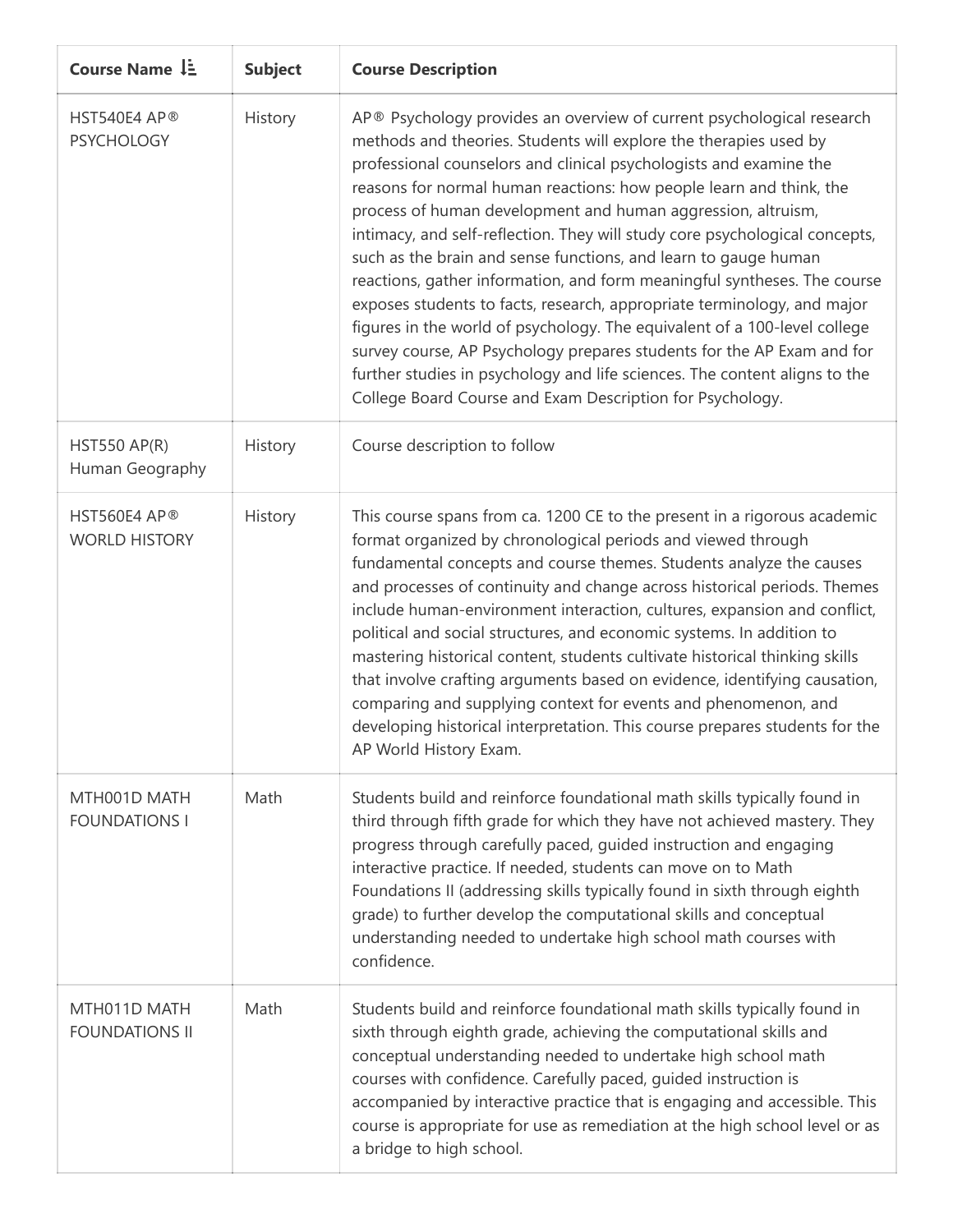| Course Name ↓ | Subject | Course Description |
| --- | --- | --- |
| HST540E4 AP® PSYCHOLOGY | History | AP® Psychology provides an overview of current psychological research methods and theories. Students will explore the therapies used by professional counselors and clinical psychologists and examine the reasons for normal human reactions: how people learn and think, the process of human development and human aggression, altruism, intimacy, and self-reflection. They will study core psychological concepts, such as the brain and sense functions, and learn to gauge human reactions, gather information, and form meaningful syntheses. The course exposes students to facts, research, appropriate terminology, and major figures in the world of psychology. The equivalent of a 100-level college survey course, AP Psychology prepares students for the AP Exam and for further studies in psychology and life sciences. The content aligns to the College Board Course and Exam Description for Psychology. |
| HST550 AP(R) Human Geography | History | Course description to follow |
| HST560E4 AP® WORLD HISTORY | History | This course spans from ca. 1200 CE to the present in a rigorous academic format organized by chronological periods and viewed through fundamental concepts and course themes. Students analyze the causes and processes of continuity and change across historical periods. Themes include human-environment interaction, cultures, expansion and conflict, political and social structures, and economic systems. In addition to mastering historical content, students cultivate historical thinking skills that involve crafting arguments based on evidence, identifying causation, comparing and supplying context for events and phenomenon, and developing historical interpretation. This course prepares students for the AP World History Exam. |
| MTH001D MATH FOUNDATIONS I | Math | Students build and reinforce foundational math skills typically found in third through fifth grade for which they have not achieved mastery. They progress through carefully paced, guided instruction and engaging interactive practice. If needed, students can move on to Math Foundations II (addressing skills typically found in sixth through eighth grade) to further develop the computational skills and conceptual understanding needed to undertake high school math courses with confidence. |
| MTH011D MATH FOUNDATIONS II | Math | Students build and reinforce foundational math skills typically found in sixth through eighth grade, achieving the computational skills and conceptual understanding needed to undertake high school math courses with confidence. Carefully paced, guided instruction is accompanied by interactive practice that is engaging and accessible. This course is appropriate for use as remediation at the high school level or as a bridge to high school. |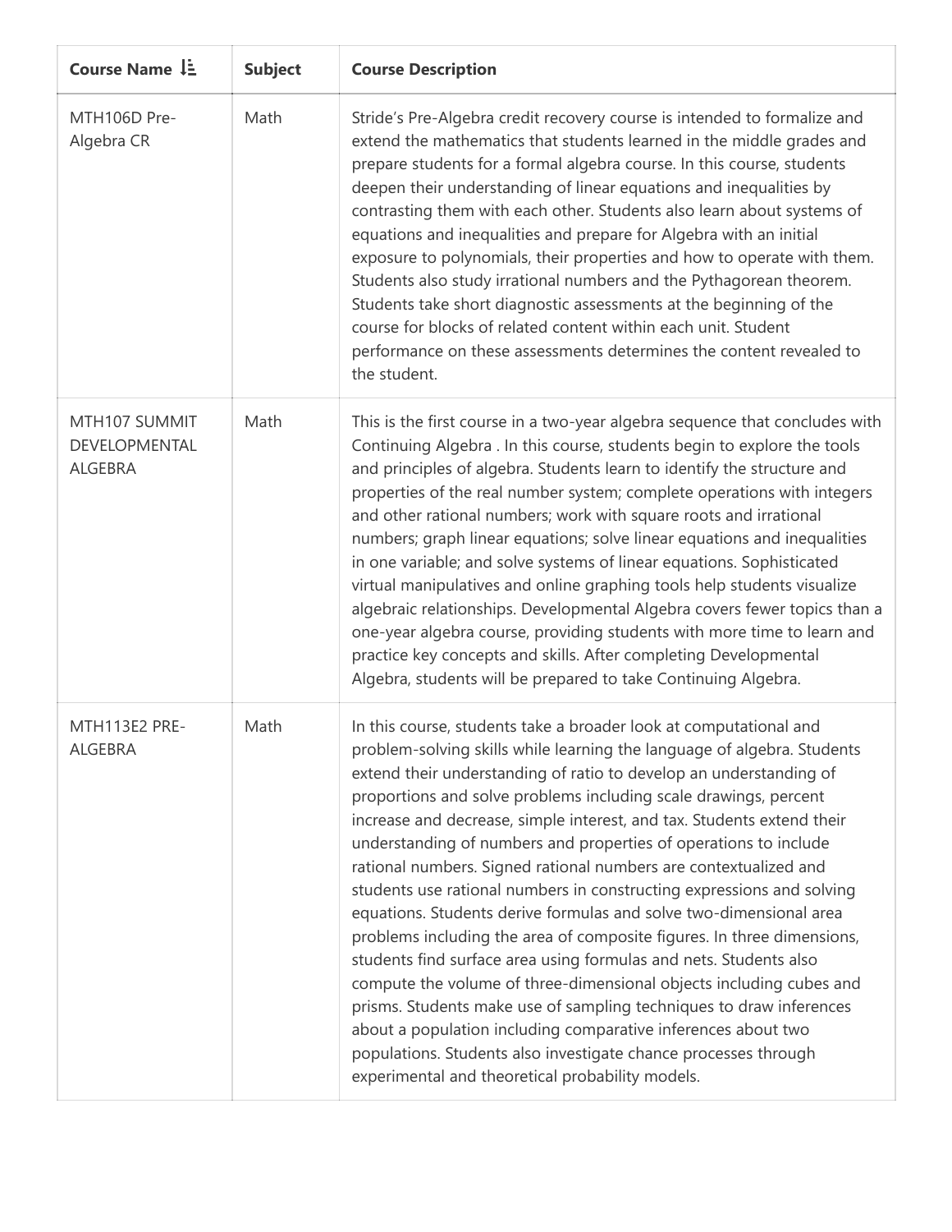| Course Name | Subject | Course Description |
| --- | --- | --- |
| MTH106D Pre-Algebra CR | Math | Stride's Pre-Algebra credit recovery course is intended to formalize and extend the mathematics that students learned in the middle grades and prepare students for a formal algebra course. In this course, students deepen their understanding of linear equations and inequalities by contrasting them with each other. Students also learn about systems of equations and inequalities and prepare for Algebra with an initial exposure to polynomials, their properties and how to operate with them. Students also study irrational numbers and the Pythagorean theorem. Students take short diagnostic assessments at the beginning of the course for blocks of related content within each unit. Student performance on these assessments determines the content revealed to the student. |
| MTH107 SUMMIT DEVELOPMENTAL ALGEBRA | Math | This is the first course in a two-year algebra sequence that concludes with Continuing Algebra . In this course, students begin to explore the tools and principles of algebra. Students learn to identify the structure and properties of the real number system; complete operations with integers and other rational numbers; work with square roots and irrational numbers; graph linear equations; solve linear equations and inequalities in one variable; and solve systems of linear equations. Sophisticated virtual manipulatives and online graphing tools help students visualize algebraic relationships. Developmental Algebra covers fewer topics than a one-year algebra course, providing students with more time to learn and practice key concepts and skills. After completing Developmental Algebra, students will be prepared to take Continuing Algebra. |
| MTH113E2 PRE-ALGEBRA | Math | In this course, students take a broader look at computational and problem-solving skills while learning the language of algebra. Students extend their understanding of ratio to develop an understanding of proportions and solve problems including scale drawings, percent increase and decrease, simple interest, and tax. Students extend their understanding of numbers and properties of operations to include rational numbers. Signed rational numbers are contextualized and students use rational numbers in constructing expressions and solving equations. Students derive formulas and solve two-dimensional area problems including the area of composite figures. In three dimensions, students find surface area using formulas and nets. Students also compute the volume of three-dimensional objects including cubes and prisms. Students make use of sampling techniques to draw inferences about a population including comparative inferences about two populations. Students also investigate chance processes through experimental and theoretical probability models. |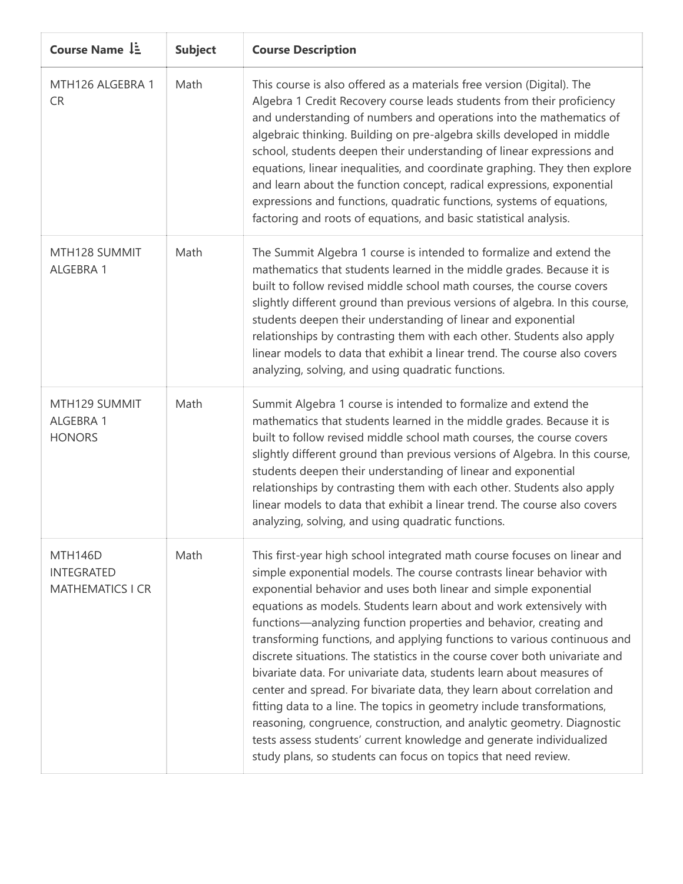| Course Name | Subject | Course Description |
|---|---|---|
| MTH126 ALGEBRA 1 CR | Math | This course is also offered as a materials free version (Digital). The Algebra 1 Credit Recovery course leads students from their proficiency and understanding of numbers and operations into the mathematics of algebraic thinking. Building on pre-algebra skills developed in middle school, students deepen their understanding of linear expressions and equations, linear inequalities, and coordinate graphing. They then explore and learn about the function concept, radical expressions, exponential expressions and functions, quadratic functions, systems of equations, factoring and roots of equations, and basic statistical analysis. |
| MTH128 SUMMIT ALGEBRA 1 | Math | The Summit Algebra 1 course is intended to formalize and extend the mathematics that students learned in the middle grades. Because it is built to follow revised middle school math courses, the course covers slightly different ground than previous versions of algebra. In this course, students deepen their understanding of linear and exponential relationships by contrasting them with each other. Students also apply linear models to data that exhibit a linear trend. The course also covers analyzing, solving, and using quadratic functions. |
| MTH129 SUMMIT ALGEBRA 1 HONORS | Math | Summit Algebra 1 course is intended to formalize and extend the mathematics that students learned in the middle grades. Because it is built to follow revised middle school math courses, the course covers slightly different ground than previous versions of Algebra. In this course, students deepen their understanding of linear and exponential relationships by contrasting them with each other. Students also apply linear models to data that exhibit a linear trend. The course also covers analyzing, solving, and using quadratic functions. |
| MTH146D INTEGRATED MATHEMATICS I CR | Math | This first-year high school integrated math course focuses on linear and simple exponential models. The course contrasts linear behavior with exponential behavior and uses both linear and simple exponential equations as models. Students learn about and work extensively with functions—analyzing function properties and behavior, creating and transforming functions, and applying functions to various continuous and discrete situations. The statistics in the course cover both univariate and bivariate data. For univariate data, students learn about measures of center and spread. For bivariate data, they learn about correlation and fitting data to a line. The topics in geometry include transformations, reasoning, congruence, construction, and analytic geometry. Diagnostic tests assess students' current knowledge and generate individualized study plans, so students can focus on topics that need review. |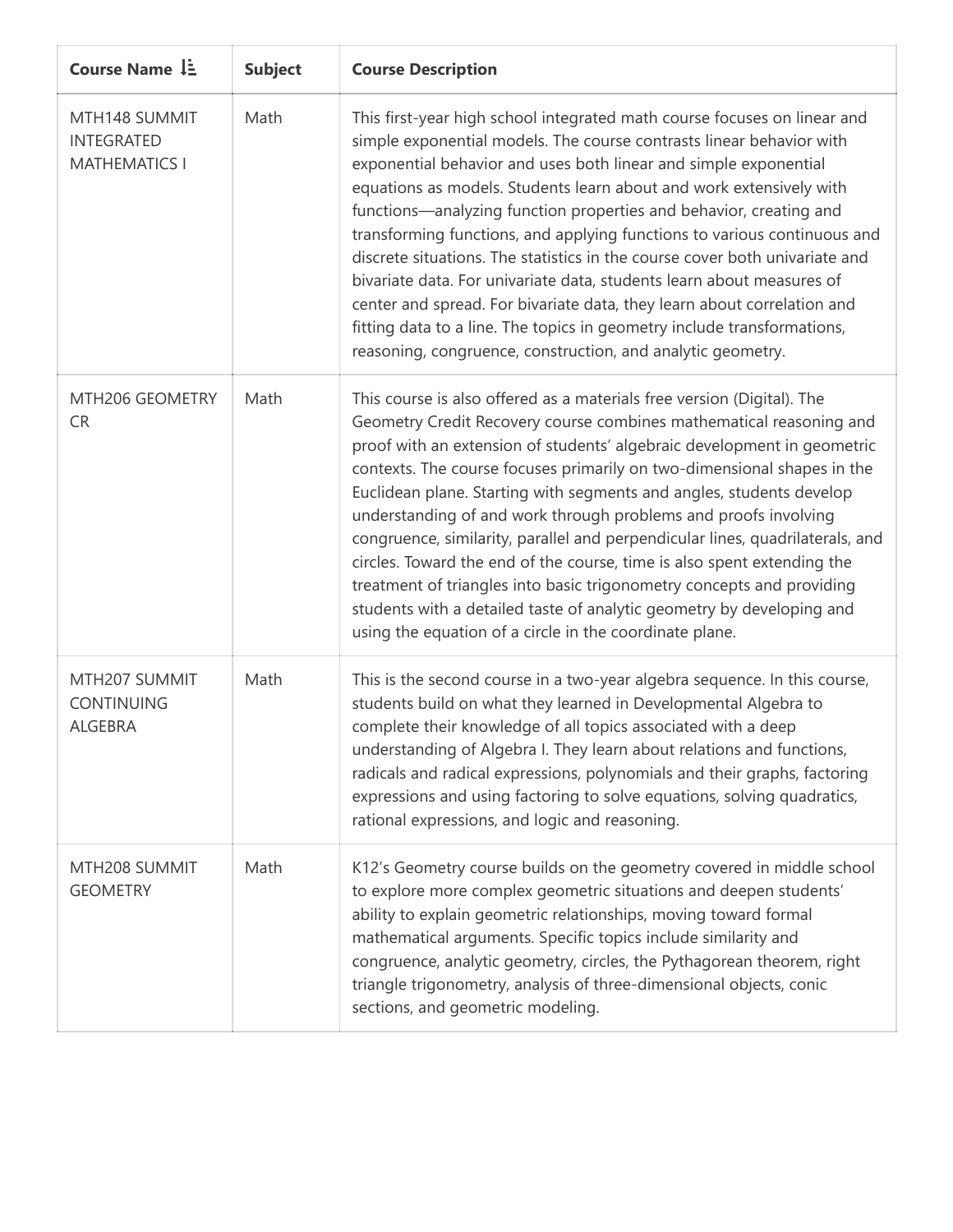| Course Name | Subject | Course Description |
|---|---|---|
| MTH148 SUMMIT INTEGRATED MATHEMATICS I | Math | This first-year high school integrated math course focuses on linear and simple exponential models. The course contrasts linear behavior with exponential behavior and uses both linear and simple exponential equations as models. Students learn about and work extensively with functions—analyzing function properties and behavior, creating and transforming functions, and applying functions to various continuous and discrete situations. The statistics in the course cover both univariate and bivariate data. For univariate data, students learn about measures of center and spread. For bivariate data, they learn about correlation and fitting data to a line. The topics in geometry include transformations, reasoning, congruence, construction, and analytic geometry. |
| MTH206 GEOMETRY CR | Math | This course is also offered as a materials free version (Digital). The Geometry Credit Recovery course combines mathematical reasoning and proof with an extension of students' algebraic development in geometric contexts. The course focuses primarily on two-dimensional shapes in the Euclidean plane. Starting with segments and angles, students develop understanding of and work through problems and proofs involving congruence, similarity, parallel and perpendicular lines, quadrilaterals, and circles. Toward the end of the course, time is also spent extending the treatment of triangles into basic trigonometry concepts and providing students with a detailed taste of analytic geometry by developing and using the equation of a circle in the coordinate plane. |
| MTH207 SUMMIT CONTINUING ALGEBRA | Math | This is the second course in a two-year algebra sequence. In this course, students build on what they learned in Developmental Algebra to complete their knowledge of all topics associated with a deep understanding of Algebra I. They learn about relations and functions, radicals and radical expressions, polynomials and their graphs, factoring expressions and using factoring to solve equations, solving quadratics, rational expressions, and logic and reasoning. |
| MTH208 SUMMIT GEOMETRY | Math | K12's Geometry course builds on the geometry covered in middle school to explore more complex geometric situations and deepen students' ability to explain geometric relationships, moving toward formal mathematical arguments. Specific topics include similarity and congruence, analytic geometry, circles, the Pythagorean theorem, right triangle trigonometry, analysis of three-dimensional objects, conic sections, and geometric modeling. |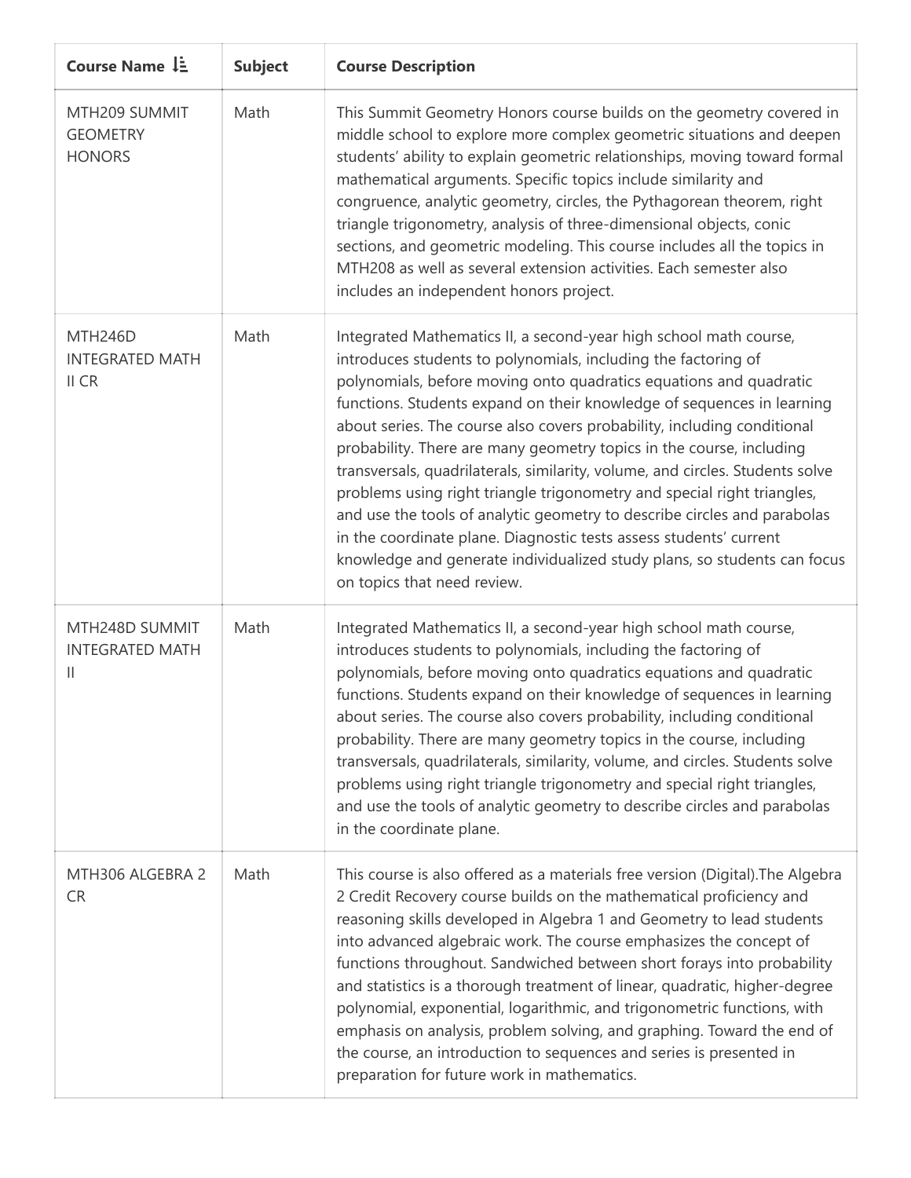| Course Name | Subject | Course Description |
| --- | --- | --- |
| MTH209 SUMMIT GEOMETRY HONORS | Math | This Summit Geometry Honors course builds on the geometry covered in middle school to explore more complex geometric situations and deepen students' ability to explain geometric relationships, moving toward formal mathematical arguments. Specific topics include similarity and congruence, analytic geometry, circles, the Pythagorean theorem, right triangle trigonometry, analysis of three-dimensional objects, conic sections, and geometric modeling. This course includes all the topics in MTH208 as well as several extension activities. Each semester also includes an independent honors project. |
| MTH246D INTEGRATED MATH II CR | Math | Integrated Mathematics II, a second-year high school math course, introduces students to polynomials, including the factoring of polynomials, before moving onto quadratics equations and quadratic functions. Students expand on their knowledge of sequences in learning about series. The course also covers probability, including conditional probability. There are many geometry topics in the course, including transversals, quadrilaterals, similarity, volume, and circles. Students solve problems using right triangle trigonometry and special right triangles, and use the tools of analytic geometry to describe circles and parabolas in the coordinate plane. Diagnostic tests assess students' current knowledge and generate individualized study plans, so students can focus on topics that need review. |
| MTH248D SUMMIT INTEGRATED MATH II | Math | Integrated Mathematics II, a second-year high school math course, introduces students to polynomials, including the factoring of polynomials, before moving onto quadratics equations and quadratic functions. Students expand on their knowledge of sequences in learning about series. The course also covers probability, including conditional probability. There are many geometry topics in the course, including transversals, quadrilaterals, similarity, volume, and circles. Students solve problems using right triangle trigonometry and special right triangles, and use the tools of analytic geometry to describe circles and parabolas in the coordinate plane. |
| MTH306 ALGEBRA 2 CR | Math | This course is also offered as a materials free version (Digital).The Algebra 2 Credit Recovery course builds on the mathematical proficiency and reasoning skills developed in Algebra 1 and Geometry to lead students into advanced algebraic work. The course emphasizes the concept of functions throughout. Sandwiched between short forays into probability and statistics is a thorough treatment of linear, quadratic, higher-degree polynomial, exponential, logarithmic, and trigonometric functions, with emphasis on analysis, problem solving, and graphing. Toward the end of the course, an introduction to sequences and series is presented in preparation for future work in mathematics. |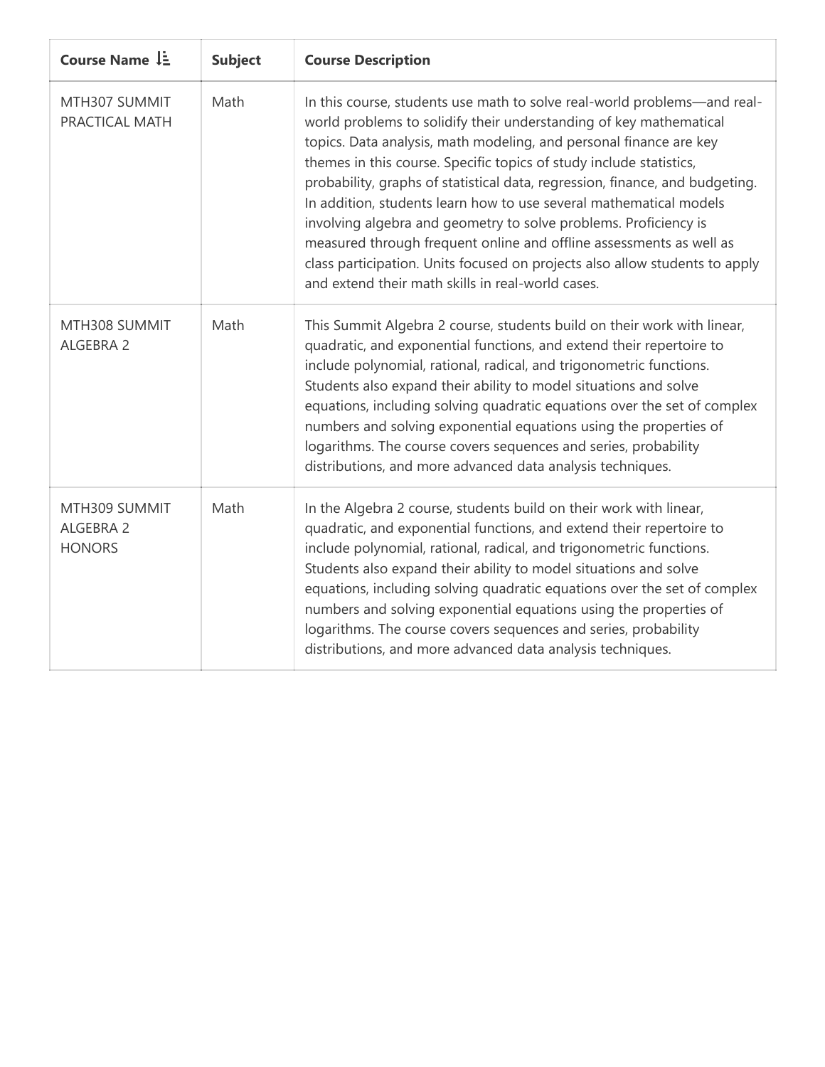| Course Name | Subject | Course Description |
|---|---|---|
| MTH307 SUMMIT PRACTICAL MATH | Math | In this course, students use math to solve real-world problems—and real-world problems to solidify their understanding of key mathematical topics. Data analysis, math modeling, and personal finance are key themes in this course. Specific topics of study include statistics, probability, graphs of statistical data, regression, finance, and budgeting. In addition, students learn how to use several mathematical models involving algebra and geometry to solve problems. Proficiency is measured through frequent online and offline assessments as well as class participation. Units focused on projects also allow students to apply and extend their math skills in real-world cases. |
| MTH308 SUMMIT ALGEBRA 2 | Math | This Summit Algebra 2 course, students build on their work with linear, quadratic, and exponential functions, and extend their repertoire to include polynomial, rational, radical, and trigonometric functions. Students also expand their ability to model situations and solve equations, including solving quadratic equations over the set of complex numbers and solving exponential equations using the properties of logarithms. The course covers sequences and series, probability distributions, and more advanced data analysis techniques. |
| MTH309 SUMMIT ALGEBRA 2 HONORS | Math | In the Algebra 2 course, students build on their work with linear, quadratic, and exponential functions, and extend their repertoire to include polynomial, rational, radical, and trigonometric functions. Students also expand their ability to model situations and solve equations, including solving quadratic equations over the set of complex numbers and solving exponential equations using the properties of logarithms. The course covers sequences and series, probability distributions, and more advanced data analysis techniques. |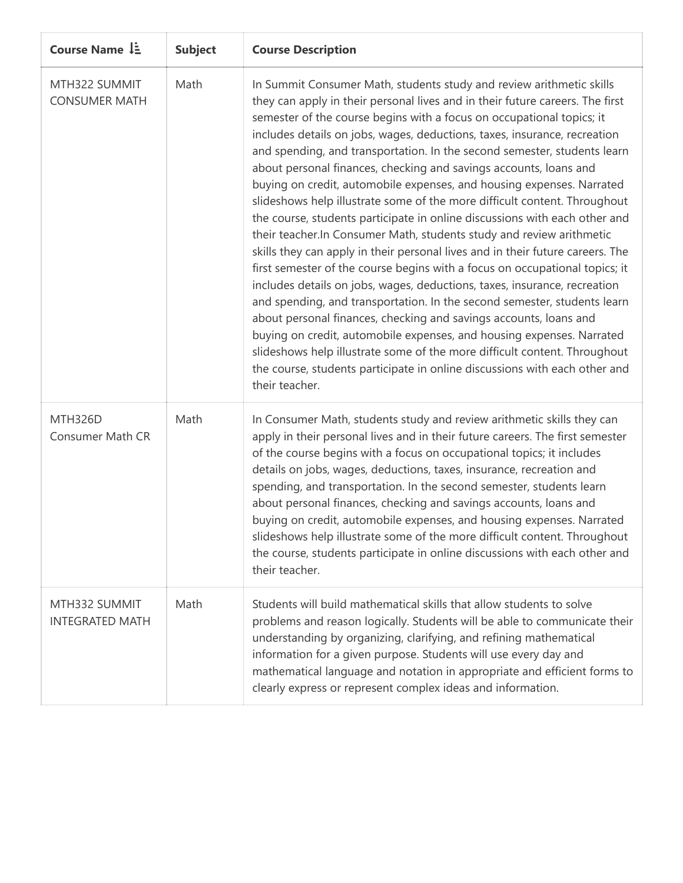| Course Name | Subject | Course Description |
| --- | --- | --- |
| MTH322 SUMMIT CONSUMER MATH | Math | In Summit Consumer Math, students study and review arithmetic skills they can apply in their personal lives and in their future careers. The first semester of the course begins with a focus on occupational topics; it includes details on jobs, wages, deductions, taxes, insurance, recreation and spending, and transportation. In the second semester, students learn about personal finances, checking and savings accounts, loans and buying on credit, automobile expenses, and housing expenses. Narrated slideshows help illustrate some of the more difficult content. Throughout the course, students participate in online discussions with each other and their teacher.In Consumer Math, students study and review arithmetic skills they can apply in their personal lives and in their future careers. The first semester of the course begins with a focus on occupational topics; it includes details on jobs, wages, deductions, taxes, insurance, recreation and spending, and transportation. In the second semester, students learn about personal finances, checking and savings accounts, loans and buying on credit, automobile expenses, and housing expenses. Narrated slideshows help illustrate some of the more difficult content. Throughout the course, students participate in online discussions with each other and their teacher. |
| MTH326D Consumer Math CR | Math | In Consumer Math, students study and review arithmetic skills they can apply in their personal lives and in their future careers. The first semester of the course begins with a focus on occupational topics; it includes details on jobs, wages, deductions, taxes, insurance, recreation and spending, and transportation. In the second semester, students learn about personal finances, checking and savings accounts, loans and buying on credit, automobile expenses, and housing expenses. Narrated slideshows help illustrate some of the more difficult content. Throughout the course, students participate in online discussions with each other and their teacher. |
| MTH332 SUMMIT INTEGRATED MATH | Math | Students will build mathematical skills that allow students to solve problems and reason logically. Students will be able to communicate their understanding by organizing, clarifying, and refining mathematical information for a given purpose. Students will use every day and mathematical language and notation in appropriate and efficient forms to clearly express or represent complex ideas and information. |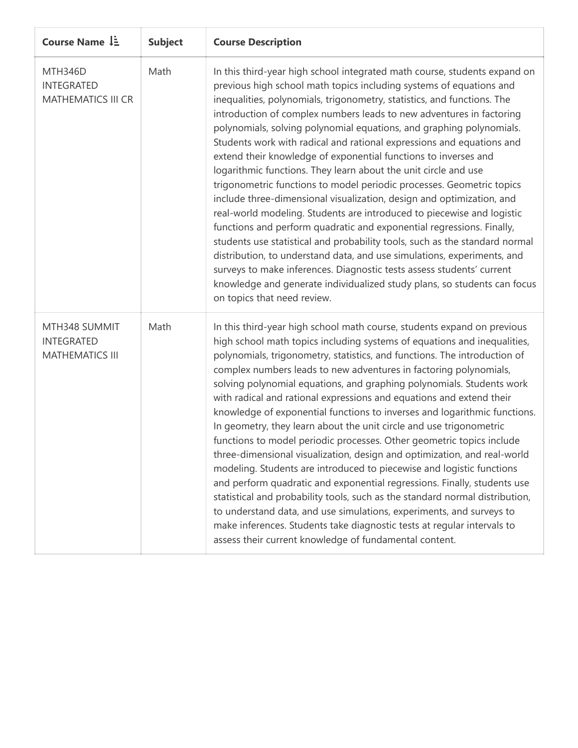| Course Name | Subject | Course Description |
| --- | --- | --- |
| MTH346D INTEGRATED MATHEMATICS III CR | Math | In this third-year high school integrated math course, students expand on previous high school math topics including systems of equations and inequalities, polynomials, trigonometry, statistics, and functions. The introduction of complex numbers leads to new adventures in factoring polynomials, solving polynomial equations, and graphing polynomials. Students work with radical and rational expressions and equations and extend their knowledge of exponential functions to inverses and logarithmic functions. They learn about the unit circle and use trigonometric functions to model periodic processes. Geometric topics include three-dimensional visualization, design and optimization, and real-world modeling. Students are introduced to piecewise and logistic functions and perform quadratic and exponential regressions. Finally, students use statistical and probability tools, such as the standard normal distribution, to understand data, and use simulations, experiments, and surveys to make inferences. Diagnostic tests assess students' current knowledge and generate individualized study plans, so students can focus on topics that need review. |
| MTH348 SUMMIT INTEGRATED MATHEMATICS III | Math | In this third-year high school math course, students expand on previous high school math topics including systems of equations and inequalities, polynomials, trigonometry, statistics, and functions. The introduction of complex numbers leads to new adventures in factoring polynomials, solving polynomial equations, and graphing polynomials. Students work with radical and rational expressions and equations and extend their knowledge of exponential functions to inverses and logarithmic functions. In geometry, they learn about the unit circle and use trigonometric functions to model periodic processes. Other geometric topics include three-dimensional visualization, design and optimization, and real-world modeling. Students are introduced to piecewise and logistic functions and perform quadratic and exponential regressions. Finally, students use statistical and probability tools, such as the standard normal distribution, to understand data, and use simulations, experiments, and surveys to make inferences. Students take diagnostic tests at regular intervals to assess their current knowledge of fundamental content. |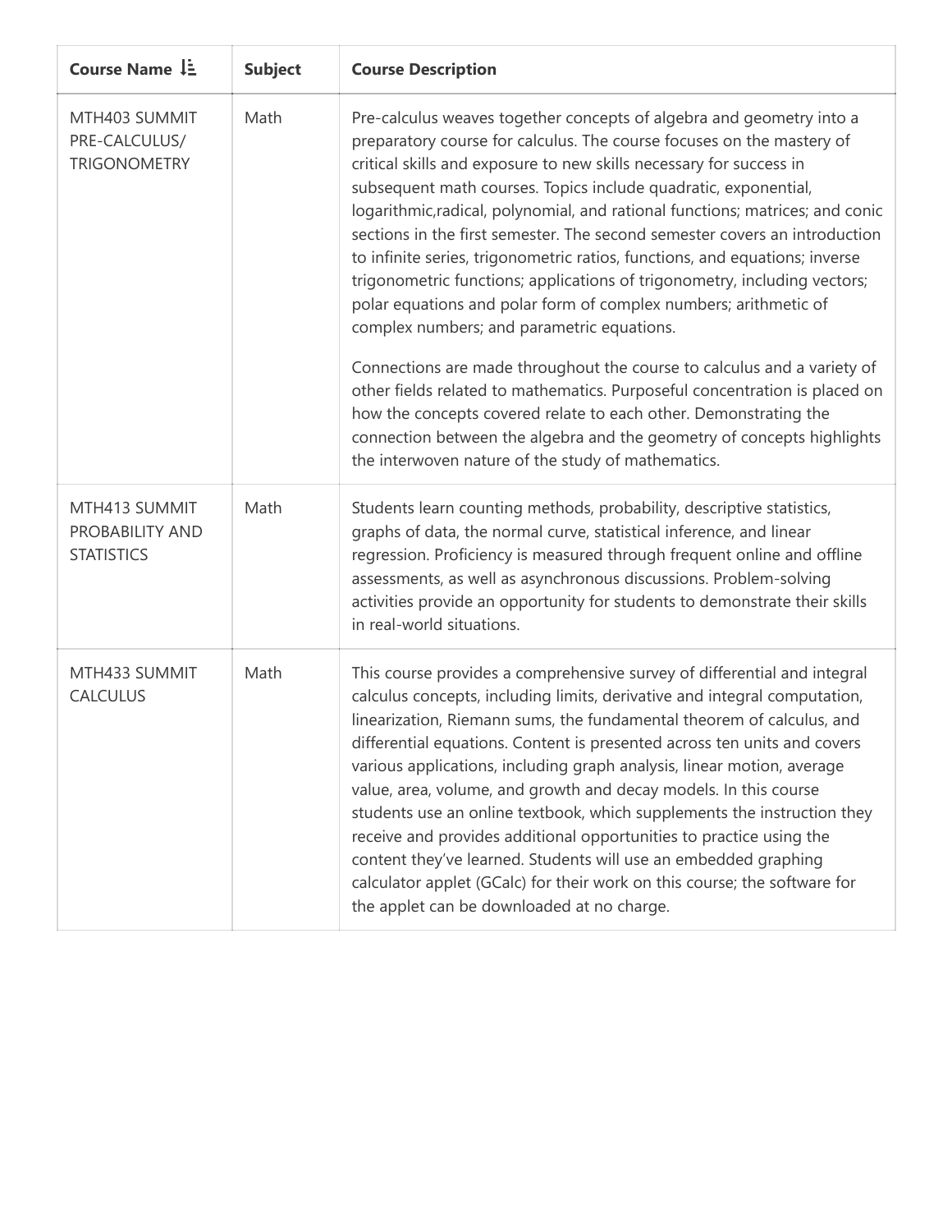| Course Name | Subject | Course Description |
| --- | --- | --- |
| MTH403 SUMMIT PRE-CALCULUS/ TRIGONOMETRY | Math | Pre-calculus weaves together concepts of algebra and geometry into a preparatory course for calculus. The course focuses on the mastery of critical skills and exposure to new skills necessary for success in subsequent math courses. Topics include quadratic, exponential, logarithmic,radical, polynomial, and rational functions; matrices; and conic sections in the first semester. The second semester covers an introduction to infinite series, trigonometric ratios, functions, and equations; inverse trigonometric functions; applications of trigonometry, including vectors; polar equations and polar form of complex numbers; arithmetic of complex numbers; and parametric equations.<br><br>Connections are made throughout the course to calculus and a variety of other fields related to mathematics. Purposeful concentration is placed on how the concepts covered relate to each other. Demonstrating the connection between the algebra and the geometry of concepts highlights the interwoven nature of the study of mathematics. |
| MTH413 SUMMIT PROBABILITY AND STATISTICS | Math | Students learn counting methods, probability, descriptive statistics, graphs of data, the normal curve, statistical inference, and linear regression. Proficiency is measured through frequent online and offline assessments, as well as asynchronous discussions. Problem-solving activities provide an opportunity for students to demonstrate their skills in real-world situations. |
| MTH433 SUMMIT CALCULUS | Math | This course provides a comprehensive survey of differential and integral calculus concepts, including limits, derivative and integral computation, linearization, Riemann sums, the fundamental theorem of calculus, and differential equations. Content is presented across ten units and covers various applications, including graph analysis, linear motion, average value, area, volume, and growth and decay models. In this course students use an online textbook, which supplements the instruction they receive and provides additional opportunities to practice using the content they've learned. Students will use an embedded graphing calculator applet (GCalc) for their work on this course; the software for the applet can be downloaded at no charge. |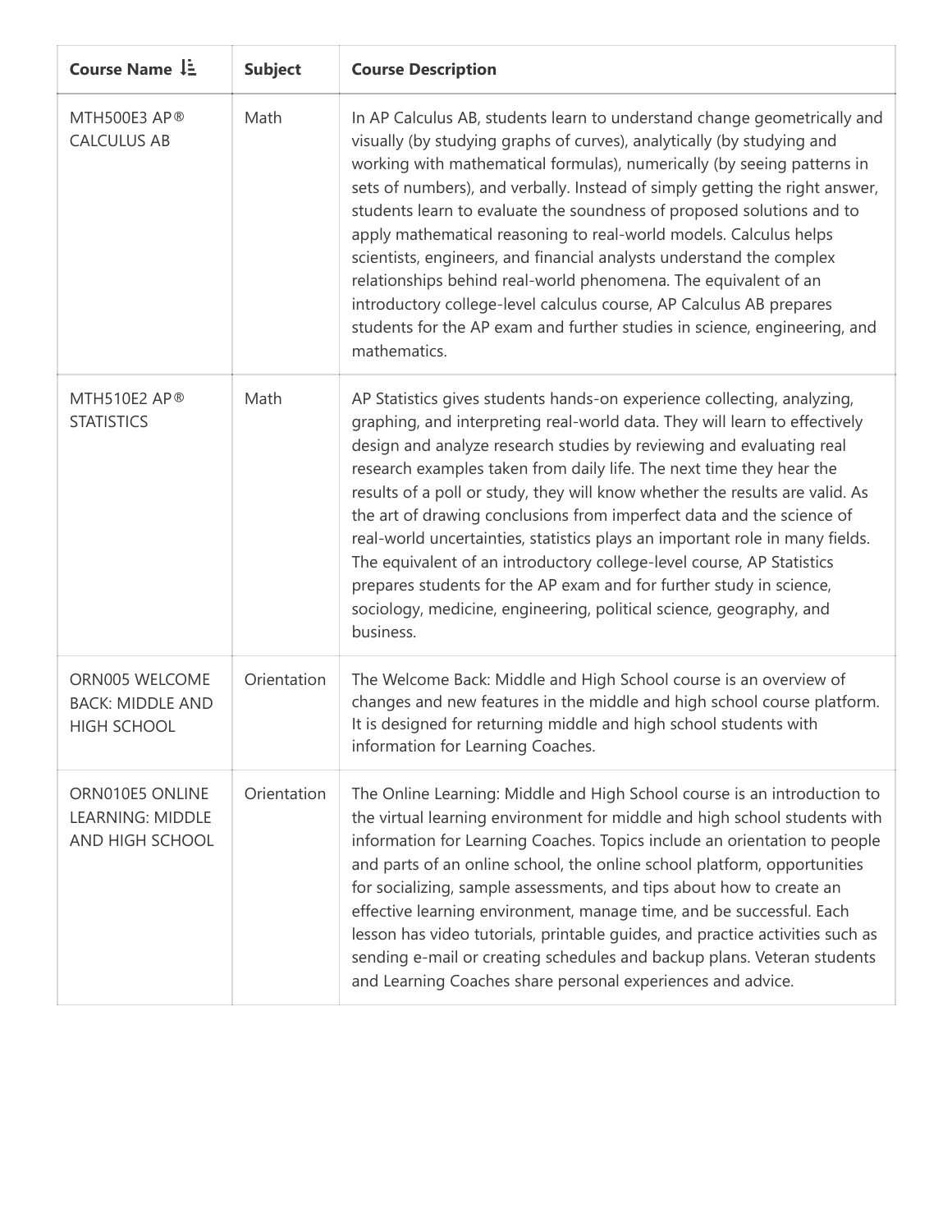| Course Name | Subject | Course Description |
| --- | --- | --- |
| MTH500E3 AP® CALCULUS AB | Math | In AP Calculus AB, students learn to understand change geometrically and visually (by studying graphs of curves), analytically (by studying and working with mathematical formulas), numerically (by seeing patterns in sets of numbers), and verbally. Instead of simply getting the right answer, students learn to evaluate the soundness of proposed solutions and to apply mathematical reasoning to real-world models. Calculus helps scientists, engineers, and financial analysts understand the complex relationships behind real-world phenomena. The equivalent of an introductory college-level calculus course, AP Calculus AB prepares students for the AP exam and further studies in science, engineering, and mathematics. |
| MTH510E2 AP® STATISTICS | Math | AP Statistics gives students hands-on experience collecting, analyzing, graphing, and interpreting real-world data. They will learn to effectively design and analyze research studies by reviewing and evaluating real research examples taken from daily life. The next time they hear the results of a poll or study, they will know whether the results are valid. As the art of drawing conclusions from imperfect data and the science of real-world uncertainties, statistics plays an important role in many fields. The equivalent of an introductory college-level course, AP Statistics prepares students for the AP exam and for further study in science, sociology, medicine, engineering, political science, geography, and business. |
| ORN005 WELCOME BACK: MIDDLE AND HIGH SCHOOL | Orientation | The Welcome Back: Middle and High School course is an overview of changes and new features in the middle and high school course platform. It is designed for returning middle and high school students with information for Learning Coaches. |
| ORN010E5 ONLINE LEARNING: MIDDLE AND HIGH SCHOOL | Orientation | The Online Learning: Middle and High School course is an introduction to the virtual learning environment for middle and high school students with information for Learning Coaches. Topics include an orientation to people and parts of an online school, the online school platform, opportunities for socializing, sample assessments, and tips about how to create an effective learning environment, manage time, and be successful. Each lesson has video tutorials, printable guides, and practice activities such as sending e-mail or creating schedules and backup plans. Veteran students and Learning Coaches share personal experiences and advice. |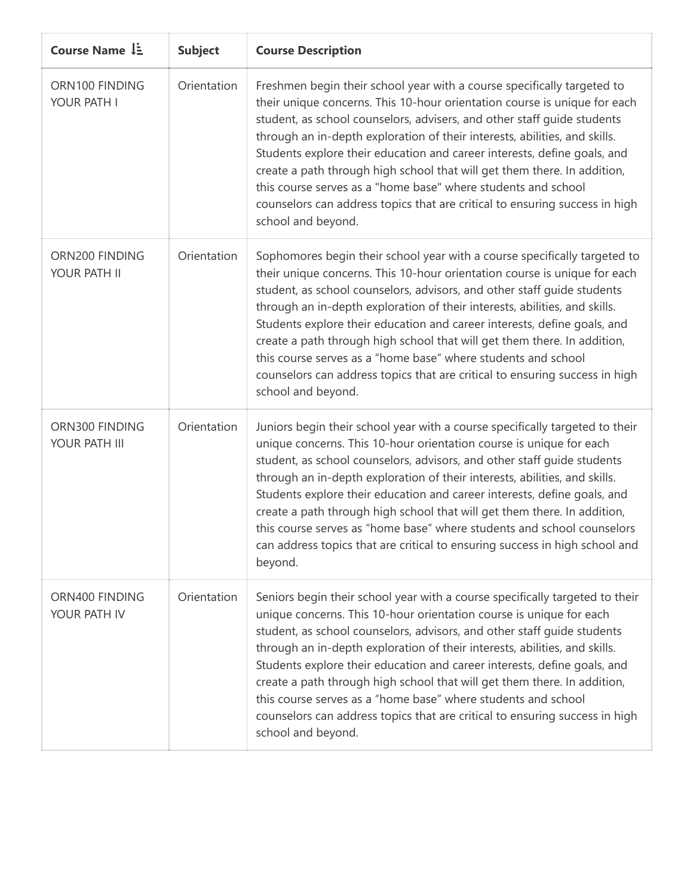| Course Name | Subject | Course Description |
| --- | --- | --- |
| ORN100 FINDING YOUR PATH I | Orientation | Freshmen begin their school year with a course specifically targeted to their unique concerns. This 10-hour orientation course is unique for each student, as school counselors, advisers, and other staff guide students through an in-depth exploration of their interests, abilities, and skills. Students explore their education and career interests, define goals, and create a path through high school that will get them there. In addition, this course serves as a "home base" where students and school counselors can address topics that are critical to ensuring success in high school and beyond. |
| ORN200 FINDING YOUR PATH II | Orientation | Sophomores begin their school year with a course specifically targeted to their unique concerns. This 10-hour orientation course is unique for each student, as school counselors, advisors, and other staff guide students through an in-depth exploration of their interests, abilities, and skills. Students explore their education and career interests, define goals, and create a path through high school that will get them there. In addition, this course serves as a "home base" where students and school counselors can address topics that are critical to ensuring success in high school and beyond. |
| ORN300 FINDING YOUR PATH III | Orientation | Juniors begin their school year with a course specifically targeted to their unique concerns. This 10-hour orientation course is unique for each student, as school counselors, advisors, and other staff guide students through an in-depth exploration of their interests, abilities, and skills. Students explore their education and career interests, define goals, and create a path through high school that will get them there. In addition, this course serves as "home base" where students and school counselors can address topics that are critical to ensuring success in high school and beyond. |
| ORN400 FINDING YOUR PATH IV | Orientation | Seniors begin their school year with a course specifically targeted to their unique concerns. This 10-hour orientation course is unique for each student, as school counselors, advisors, and other staff guide students through an in-depth exploration of their interests, abilities, and skills. Students explore their education and career interests, define goals, and create a path through high school that will get them there. In addition, this course serves as a "home base" where students and school counselors can address topics that are critical to ensuring success in high school and beyond. |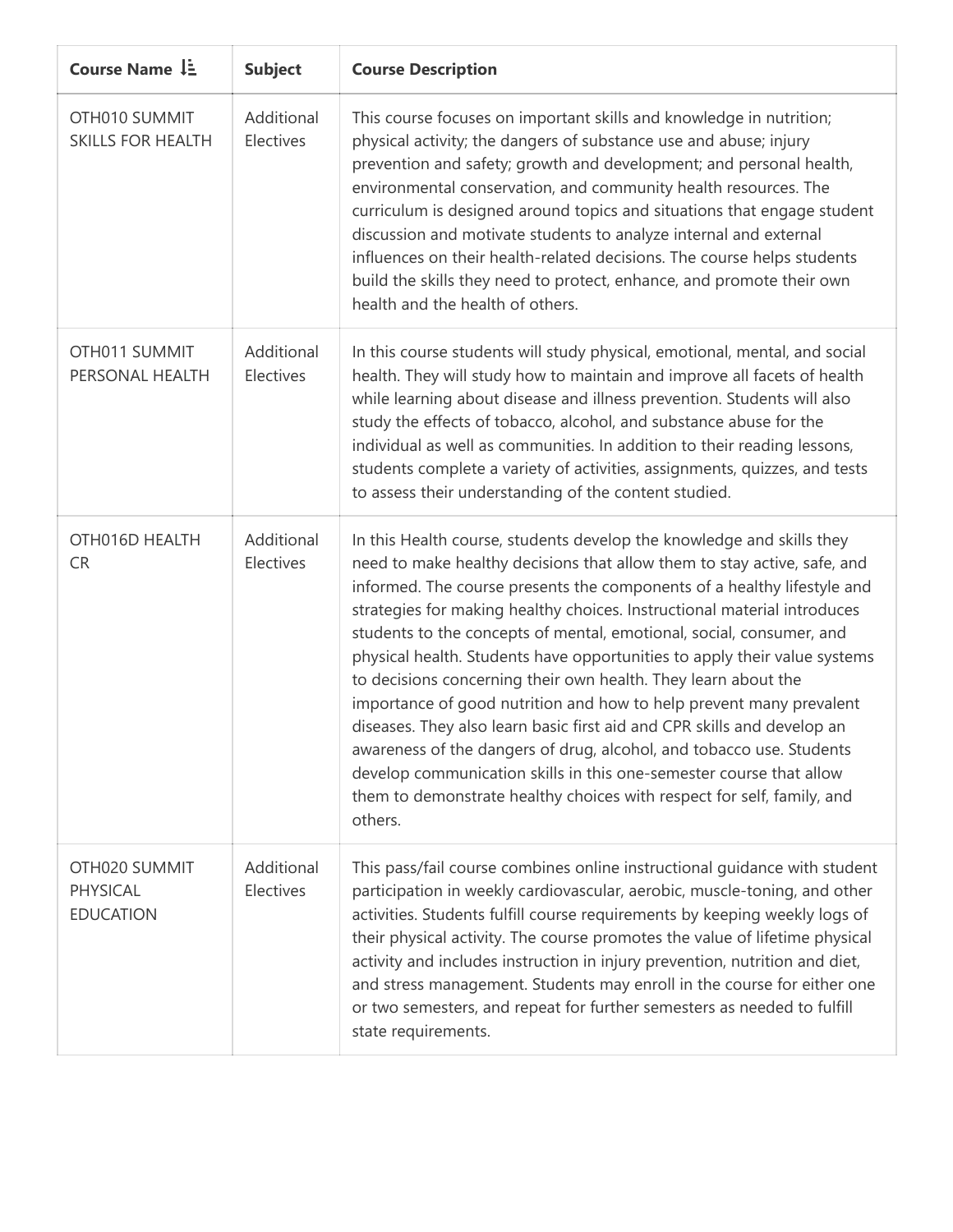| Course Name | Subject | Course Description |
| --- | --- | --- |
| OTH010 SUMMIT SKILLS FOR HEALTH | Additional Electives | This course focuses on important skills and knowledge in nutrition; physical activity; the dangers of substance use and abuse; injury prevention and safety; growth and development; and personal health, environmental conservation, and community health resources. The curriculum is designed around topics and situations that engage student discussion and motivate students to analyze internal and external influences on their health-related decisions. The course helps students build the skills they need to protect, enhance, and promote their own health and the health of others. |
| OTH011 SUMMIT PERSONAL HEALTH | Additional Electives | In this course students will study physical, emotional, mental, and social health. They will study how to maintain and improve all facets of health while learning about disease and illness prevention. Students will also study the effects of tobacco, alcohol, and substance abuse for the individual as well as communities. In addition to their reading lessons, students complete a variety of activities, assignments, quizzes, and tests to assess their understanding of the content studied. |
| OTH016D HEALTH CR | Additional Electives | In this Health course, students develop the knowledge and skills they need to make healthy decisions that allow them to stay active, safe, and informed. The course presents the components of a healthy lifestyle and strategies for making healthy choices. Instructional material introduces students to the concepts of mental, emotional, social, consumer, and physical health. Students have opportunities to apply their value systems to decisions concerning their own health. They learn about the importance of good nutrition and how to help prevent many prevalent diseases. They also learn basic first aid and CPR skills and develop an awareness of the dangers of drug, alcohol, and tobacco use. Students develop communication skills in this one-semester course that allow them to demonstrate healthy choices with respect for self, family, and others. |
| OTH020 SUMMIT PHYSICAL EDUCATION | Additional Electives | This pass/fail course combines online instructional guidance with student participation in weekly cardiovascular, aerobic, muscle-toning, and other activities. Students fulfill course requirements by keeping weekly logs of their physical activity. The course promotes the value of lifetime physical activity and includes instruction in injury prevention, nutrition and diet, and stress management. Students may enroll in the course for either one or two semesters, and repeat for further semesters as needed to fulfill state requirements. |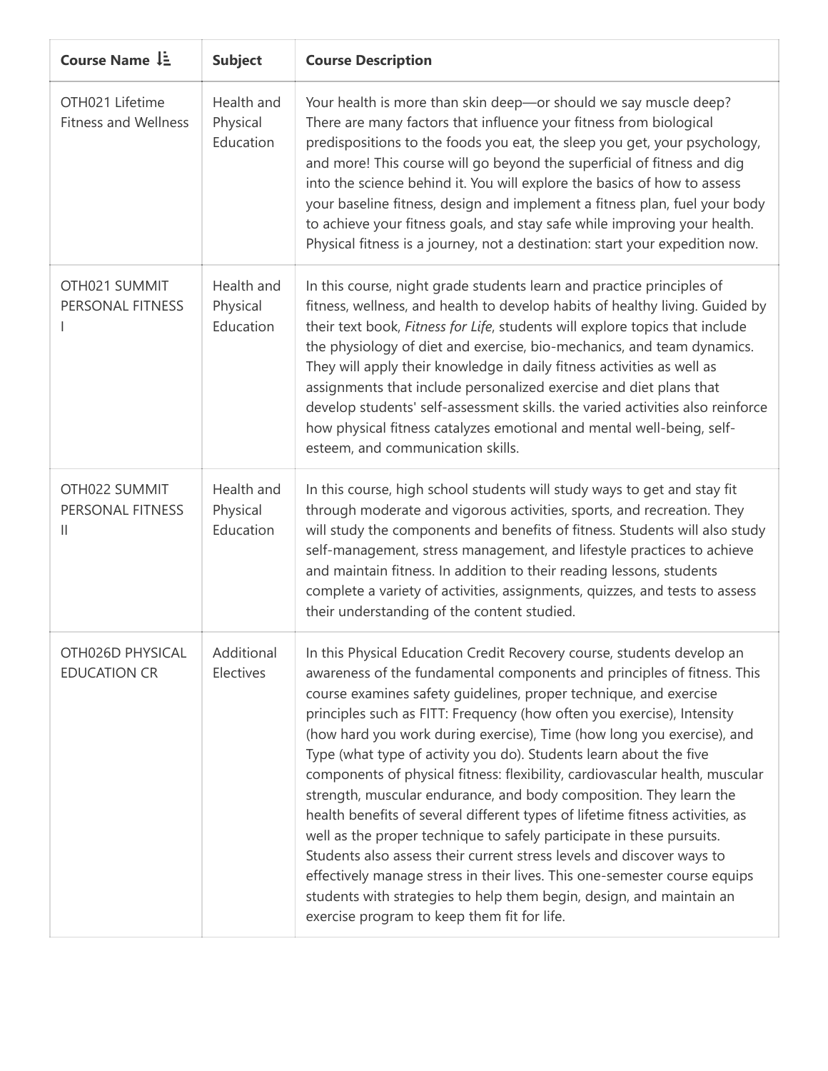| Course Name | Subject | Course Description |
|---|---|---|
| OTH021 Lifetime Fitness and Wellness | Health and Physical Education | Your health is more than skin deep—or should we say muscle deep? There are many factors that influence your fitness from biological predispositions to the foods you eat, the sleep you get, your psychology, and more! This course will go beyond the superficial of fitness and dig into the science behind it. You will explore the basics of how to assess your baseline fitness, design and implement a fitness plan, fuel your body to achieve your fitness goals, and stay safe while improving your health. Physical fitness is a journey, not a destination: start your expedition now. |
| OTH021 SUMMIT PERSONAL FITNESS I | Health and Physical Education | In this course, night grade students learn and practice principles of fitness, wellness, and health to develop habits of healthy living. Guided by their text book, *Fitness for Life*, students will explore topics that include the physiology of diet and exercise, bio-mechanics, and team dynamics. They will apply their knowledge in daily fitness activities as well as assignments that include personalized exercise and diet plans that develop students' self-assessment skills. the varied activities also reinforce how physical fitness catalyzes emotional and mental well-being, self-esteem, and communication skills. |
| OTH022 SUMMIT PERSONAL FITNESS II | Health and Physical Education | In this course, high school students will study ways to get and stay fit through moderate and vigorous activities, sports, and recreation. They will study the components and benefits of fitness. Students will also study self-management, stress management, and lifestyle practices to achieve and maintain fitness. In addition to their reading lessons, students complete a variety of activities, assignments, quizzes, and tests to assess their understanding of the content studied. |
| OTH026D PHYSICAL EDUCATION CR | Additional Electives | In this Physical Education Credit Recovery course, students develop an awareness of the fundamental components and principles of fitness. This course examines safety guidelines, proper technique, and exercise principles such as FITT: Frequency (how often you exercise), Intensity (how hard you work during exercise), Time (how long you exercise), and Type (what type of activity you do). Students learn about the five components of physical fitness: flexibility, cardiovascular health, muscular strength, muscular endurance, and body composition. They learn the health benefits of several different types of lifetime fitness activities, as well as the proper technique to safely participate in these pursuits. Students also assess their current stress levels and discover ways to effectively manage stress in their lives. This one-semester course equips students with strategies to help them begin, design, and maintain an exercise program to keep them fit for life. |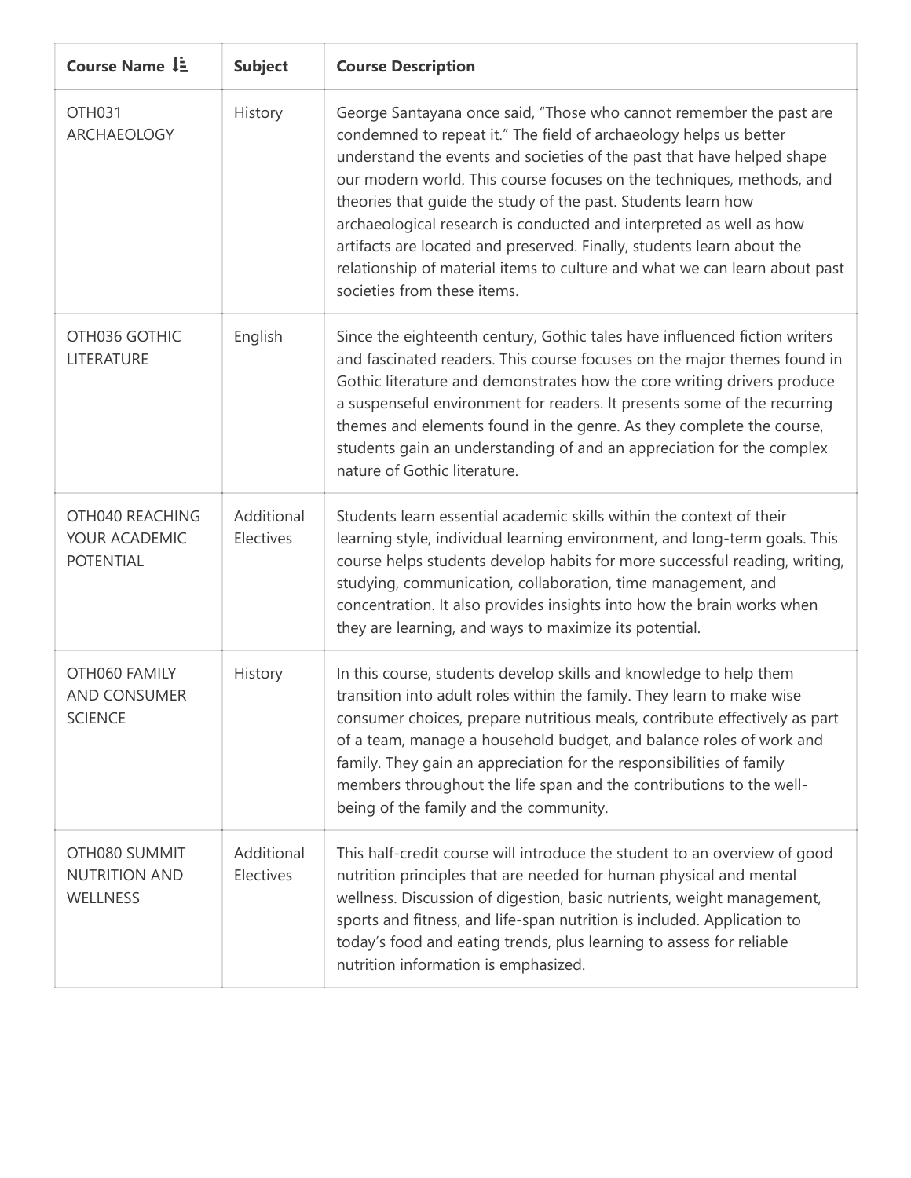| Course Name ↓ | Subject | Course Description |
| --- | --- | --- |
| OTH031 ARCHAEOLOGY | History | George Santayana once said, “Those who cannot remember the past are condemned to repeat it.” The field of archaeology helps us better understand the events and societies of the past that have helped shape our modern world. This course focuses on the techniques, methods, and theories that guide the study of the past. Students learn how archaeological research is conducted and interpreted as well as how artifacts are located and preserved. Finally, students learn about the relationship of material items to culture and what we can learn about past societies from these items. |
| OTH036 GOTHIC LITERATURE | English | Since the eighteenth century, Gothic tales have influenced fiction writers and fascinated readers. This course focuses on the major themes found in Gothic literature and demonstrates how the core writing drivers produce a suspenseful environment for readers. It presents some of the recurring themes and elements found in the genre. As they complete the course, students gain an understanding of and an appreciation for the complex nature of Gothic literature. |
| OTH040 REACHING YOUR ACADEMIC POTENTIAL | Additional Electives | Students learn essential academic skills within the context of their learning style, individual learning environment, and long-term goals. This course helps students develop habits for more successful reading, writing, studying, communication, collaboration, time management, and concentration. It also provides insights into how the brain works when they are learning, and ways to maximize its potential. |
| OTH060 FAMILY AND CONSUMER SCIENCE | History | In this course, students develop skills and knowledge to help them transition into adult roles within the family. They learn to make wise consumer choices, prepare nutritious meals, contribute effectively as part of a team, manage a household budget, and balance roles of work and family. They gain an appreciation for the responsibilities of family members throughout the life span and the contributions to the well-being of the family and the community. |
| OTH080 SUMMIT NUTRITION AND WELLNESS | Additional Electives | This half-credit course will introduce the student to an overview of good nutrition principles that are needed for human physical and mental wellness. Discussion of digestion, basic nutrients, weight management, sports and fitness, and life-span nutrition is included. Application to today’s food and eating trends, plus learning to assess for reliable nutrition information is emphasized. |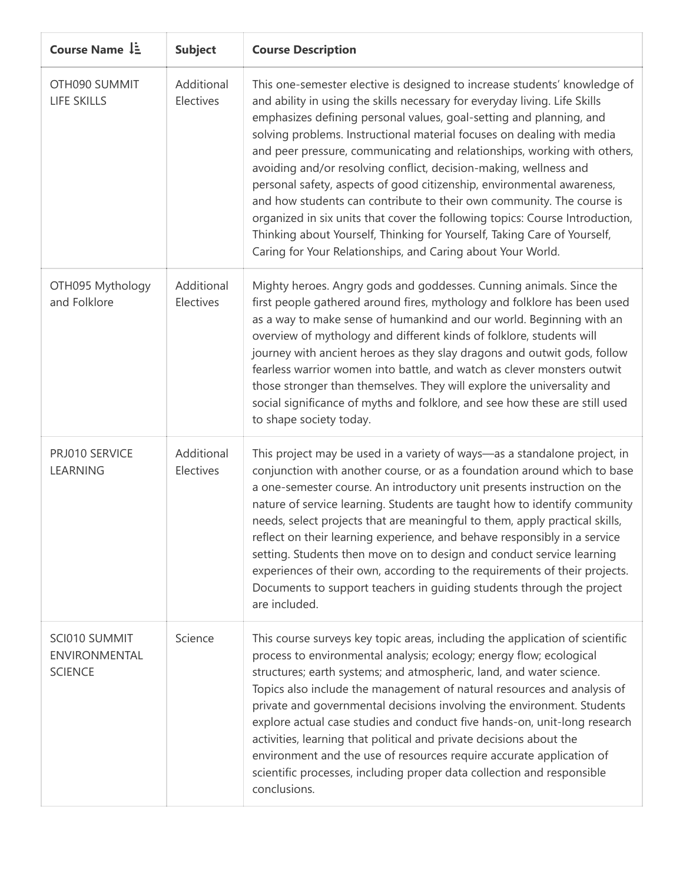| Course Name | Subject | Course Description |
| --- | --- | --- |
| OTH090 SUMMIT LIFE SKILLS | Additional Electives | This one-semester elective is designed to increase students' knowledge of and ability in using the skills necessary for everyday living. Life Skills emphasizes defining personal values, goal-setting and planning, and solving problems. Instructional material focuses on dealing with media and peer pressure, communicating and relationships, working with others, avoiding and/or resolving conflict, decision-making, wellness and personal safety, aspects of good citizenship, environmental awareness, and how students can contribute to their own community. The course is organized in six units that cover the following topics: Course Introduction, Thinking about Yourself, Thinking for Yourself, Taking Care of Yourself, Caring for Your Relationships, and Caring about Your World. |
| OTH095 Mythology and Folklore | Additional Electives | Mighty heroes. Angry gods and goddesses. Cunning animals. Since the first people gathered around fires, mythology and folklore has been used as a way to make sense of humankind and our world. Beginning with an overview of mythology and different kinds of folklore, students will journey with ancient heroes as they slay dragons and outwit gods, follow fearless warrior women into battle, and watch as clever monsters outwit those stronger than themselves. They will explore the universality and social significance of myths and folklore, and see how these are still used to shape society today. |
| PRJ010 SERVICE LEARNING | Additional Electives | This project may be used in a variety of ways—as a standalone project, in conjunction with another course, or as a foundation around which to base a one-semester course. An introductory unit presents instruction on the nature of service learning. Students are taught how to identify community needs, select projects that are meaningful to them, apply practical skills, reflect on their learning experience, and behave responsibly in a service setting. Students then move on to design and conduct service learning experiences of their own, according to the requirements of their projects. Documents to support teachers in guiding students through the project are included. |
| SCI010 SUMMIT ENVIRONMENTAL SCIENCE | Science | This course surveys key topic areas, including the application of scientific process to environmental analysis; ecology; energy flow; ecological structures; earth systems; and atmospheric, land, and water science. Topics also include the management of natural resources and analysis of private and governmental decisions involving the environment. Students explore actual case studies and conduct five hands-on, unit-long research activities, learning that political and private decisions about the environment and the use of resources require accurate application of scientific processes, including proper data collection and responsible conclusions. |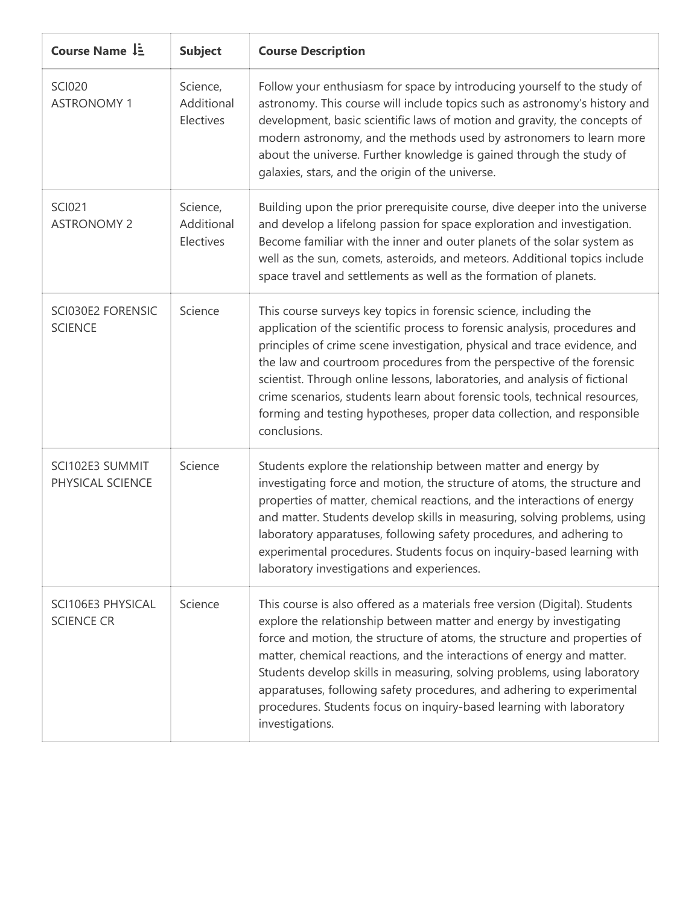| Course Name | Subject | Course Description |
| --- | --- | --- |
| SCI020 ASTRONOMY 1 | Science, Additional Electives | Follow your enthusiasm for space by introducing yourself to the study of astronomy. This course will include topics such as astronomy's history and development, basic scientific laws of motion and gravity, the concepts of modern astronomy, and the methods used by astronomers to learn more about the universe. Further knowledge is gained through the study of galaxies, stars, and the origin of the universe. |
| SCI021 ASTRONOMY 2 | Science, Additional Electives | Building upon the prior prerequisite course, dive deeper into the universe and develop a lifelong passion for space exploration and investigation. Become familiar with the inner and outer planets of the solar system as well as the sun, comets, asteroids, and meteors. Additional topics include space travel and settlements as well as the formation of planets. |
| SCI030E2 FORENSIC SCIENCE | Science | This course surveys key topics in forensic science, including the application of the scientific process to forensic analysis, procedures and principles of crime scene investigation, physical and trace evidence, and the law and courtroom procedures from the perspective of the forensic scientist. Through online lessons, laboratories, and analysis of fictional crime scenarios, students learn about forensic tools, technical resources, forming and testing hypotheses, proper data collection, and responsible conclusions. |
| SCI102E3 SUMMIT PHYSICAL SCIENCE | Science | Students explore the relationship between matter and energy by investigating force and motion, the structure of atoms, the structure and properties of matter, chemical reactions, and the interactions of energy and matter. Students develop skills in measuring, solving problems, using laboratory apparatuses, following safety procedures, and adhering to experimental procedures. Students focus on inquiry-based learning with laboratory investigations and experiences. |
| SCI106E3 PHYSICAL SCIENCE CR | Science | This course is also offered as a materials free version (Digital). Students explore the relationship between matter and energy by investigating force and motion, the structure of atoms, the structure and properties of matter, chemical reactions, and the interactions of energy and matter. Students develop skills in measuring, solving problems, using laboratory apparatuses, following safety procedures, and adhering to experimental procedures. Students focus on inquiry-based learning with laboratory investigations. |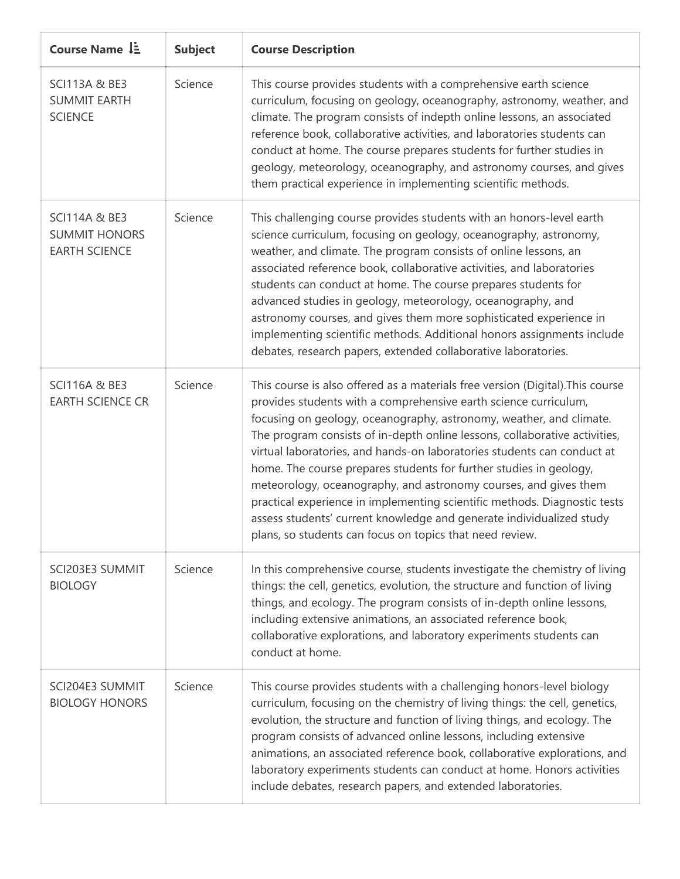| Course Name ↓ | Subject | Course Description |
| --- | --- | --- |
| SCI113A & BE3 SUMMIT EARTH SCIENCE | Science | This course provides students with a comprehensive earth science curriculum, focusing on geology, oceanography, astronomy, weather, and climate. The program consists of indepth online lessons, an associated reference book, collaborative activities, and laboratories students can conduct at home. The course prepares students for further studies in geology, meteorology, oceanography, and astronomy courses, and gives them practical experience in implementing scientific methods. |
| SCI114A & BE3 SUMMIT HONORS EARTH SCIENCE | Science | This challenging course provides students with an honors-level earth science curriculum, focusing on geology, oceanography, astronomy, weather, and climate. The program consists of online lessons, an associated reference book, collaborative activities, and laboratories students can conduct at home. The course prepares students for advanced studies in geology, meteorology, oceanography, and astronomy courses, and gives them more sophisticated experience in implementing scientific methods. Additional honors assignments include debates, research papers, extended collaborative laboratories. |
| SCI116A & BE3 EARTH SCIENCE CR | Science | This course is also offered as a materials free version (Digital).This course provides students with a comprehensive earth science curriculum, focusing on geology, oceanography, astronomy, weather, and climate. The program consists of in-depth online lessons, collaborative activities, virtual laboratories, and hands-on laboratories students can conduct at home. The course prepares students for further studies in geology, meteorology, oceanography, and astronomy courses, and gives them practical experience in implementing scientific methods. Diagnostic tests assess students' current knowledge and generate individualized study plans, so students can focus on topics that need review. |
| SCI203E3 SUMMIT BIOLOGY | Science | In this comprehensive course, students investigate the chemistry of living things: the cell, genetics, evolution, the structure and function of living things, and ecology. The program consists of in-depth online lessons, including extensive animations, an associated reference book, collaborative explorations, and laboratory experiments students can conduct at home. |
| SCI204E3 SUMMIT BIOLOGY HONORS | Science | This course provides students with a challenging honors-level biology curriculum, focusing on the chemistry of living things: the cell, genetics, evolution, the structure and function of living things, and ecology. The program consists of advanced online lessons, including extensive animations, an associated reference book, collaborative explorations, and laboratory experiments students can conduct at home. Honors activities include debates, research papers, and extended laboratories. |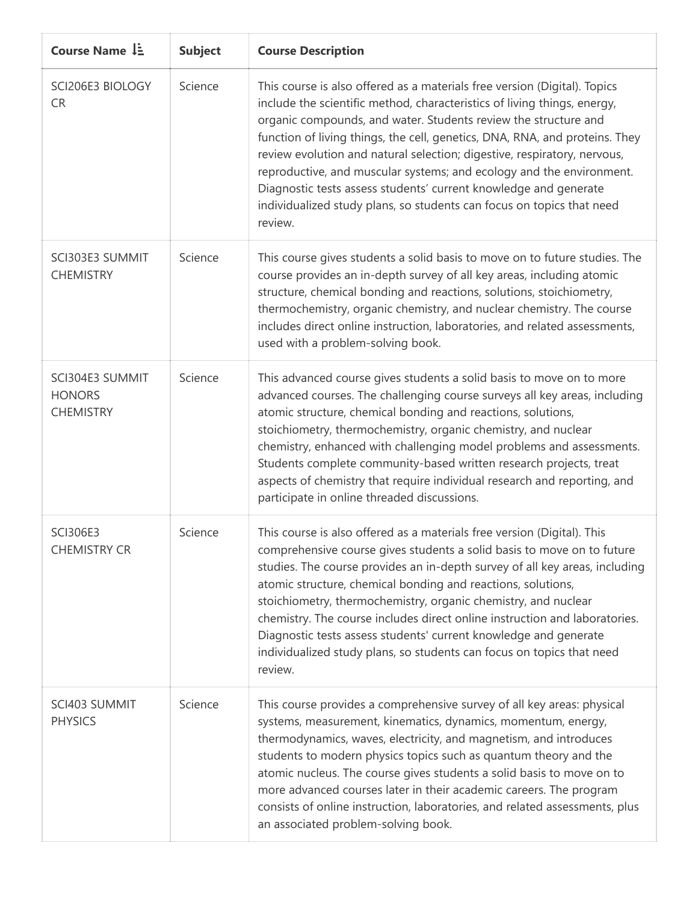| Course Name | Subject | Course Description |
| --- | --- | --- |
| SCI206E3 BIOLOGY CR | Science | This course is also offered as a materials free version (Digital). Topics include the scientific method, characteristics of living things, energy, organic compounds, and water. Students review the structure and function of living things, the cell, genetics, DNA, RNA, and proteins. They review evolution and natural selection; digestive, respiratory, nervous, reproductive, and muscular systems; and ecology and the environment. Diagnostic tests assess students' current knowledge and generate individualized study plans, so students can focus on topics that need review. |
| SCI303E3 SUMMIT CHEMISTRY | Science | This course gives students a solid basis to move on to future studies. The course provides an in-depth survey of all key areas, including atomic structure, chemical bonding and reactions, solutions, stoichiometry, thermochemistry, organic chemistry, and nuclear chemistry. The course includes direct online instruction, laboratories, and related assessments, used with a problem-solving book. |
| SCI304E3 SUMMIT HONORS CHEMISTRY | Science | This advanced course gives students a solid basis to move on to more advanced courses. The challenging course surveys all key areas, including atomic structure, chemical bonding and reactions, solutions, stoichiometry, thermochemistry, organic chemistry, and nuclear chemistry, enhanced with challenging model problems and assessments. Students complete community-based written research projects, treat aspects of chemistry that require individual research and reporting, and participate in online threaded discussions. |
| SCI306E3 CHEMISTRY CR | Science | This course is also offered as a materials free version (Digital). This comprehensive course gives students a solid basis to move on to future studies. The course provides an in-depth survey of all key areas, including atomic structure, chemical bonding and reactions, solutions, stoichiometry, thermochemistry, organic chemistry, and nuclear chemistry. The course includes direct online instruction and laboratories. Diagnostic tests assess students' current knowledge and generate individualized study plans, so students can focus on topics that need review. |
| SCI403 SUMMIT PHYSICS | Science | This course provides a comprehensive survey of all key areas: physical systems, measurement, kinematics, dynamics, momentum, energy, thermodynamics, waves, electricity, and magnetism, and introduces students to modern physics topics such as quantum theory and the atomic nucleus. The course gives students a solid basis to move on to more advanced courses later in their academic careers. The program consists of online instruction, laboratories, and related assessments, plus an associated problem-solving book. |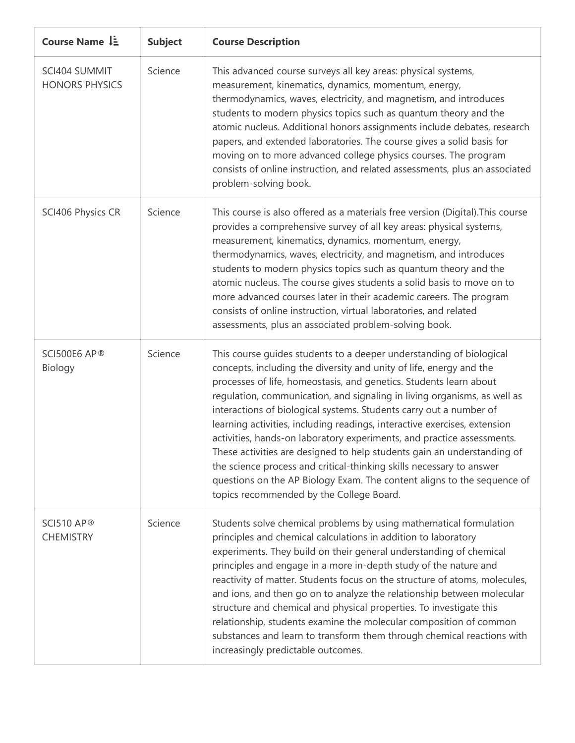| Course Name ↓ | Subject | Course Description |
|---|---|---|
| SCI404 SUMMIT HONORS PHYSICS | Science | This advanced course surveys all key areas: physical systems, measurement, kinematics, dynamics, momentum, energy, thermodynamics, waves, electricity, and magnetism, and introduces students to modern physics topics such as quantum theory and the atomic nucleus. Additional honors assignments include debates, research papers, and extended laboratories. The course gives a solid basis for moving on to more advanced college physics courses. The program consists of online instruction, and related assessments, plus an associated problem-solving book. |
| SCI406 Physics CR | Science | This course is also offered as a materials free version (Digital).This course provides a comprehensive survey of all key areas: physical systems, measurement, kinematics, dynamics, momentum, energy, thermodynamics, waves, electricity, and magnetism, and introduces students to modern physics topics such as quantum theory and the atomic nucleus. The course gives students a solid basis to move on to more advanced courses later in their academic careers. The program consists of online instruction, virtual laboratories, and related assessments, plus an associated problem-solving book. |
| SCI500E6 AP® Biology | Science | This course guides students to a deeper understanding of biological concepts, including the diversity and unity of life, energy and the processes of life, homeostasis, and genetics. Students learn about regulation, communication, and signaling in living organisms, as well as interactions of biological systems. Students carry out a number of learning activities, including readings, interactive exercises, extension activities, hands-on laboratory experiments, and practice assessments. These activities are designed to help students gain an understanding of the science process and critical-thinking skills necessary to answer questions on the AP Biology Exam. The content aligns to the sequence of topics recommended by the College Board. |
| SCI510 AP® CHEMISTRY | Science | Students solve chemical problems by using mathematical formulation principles and chemical calculations in addition to laboratory experiments. They build on their general understanding of chemical principles and engage in a more in-depth study of the nature and reactivity of matter. Students focus on the structure of atoms, molecules, and ions, and then go on to analyze the relationship between molecular structure and chemical and physical properties. To investigate this relationship, students examine the molecular composition of common substances and learn to transform them through chemical reactions with increasingly predictable outcomes. |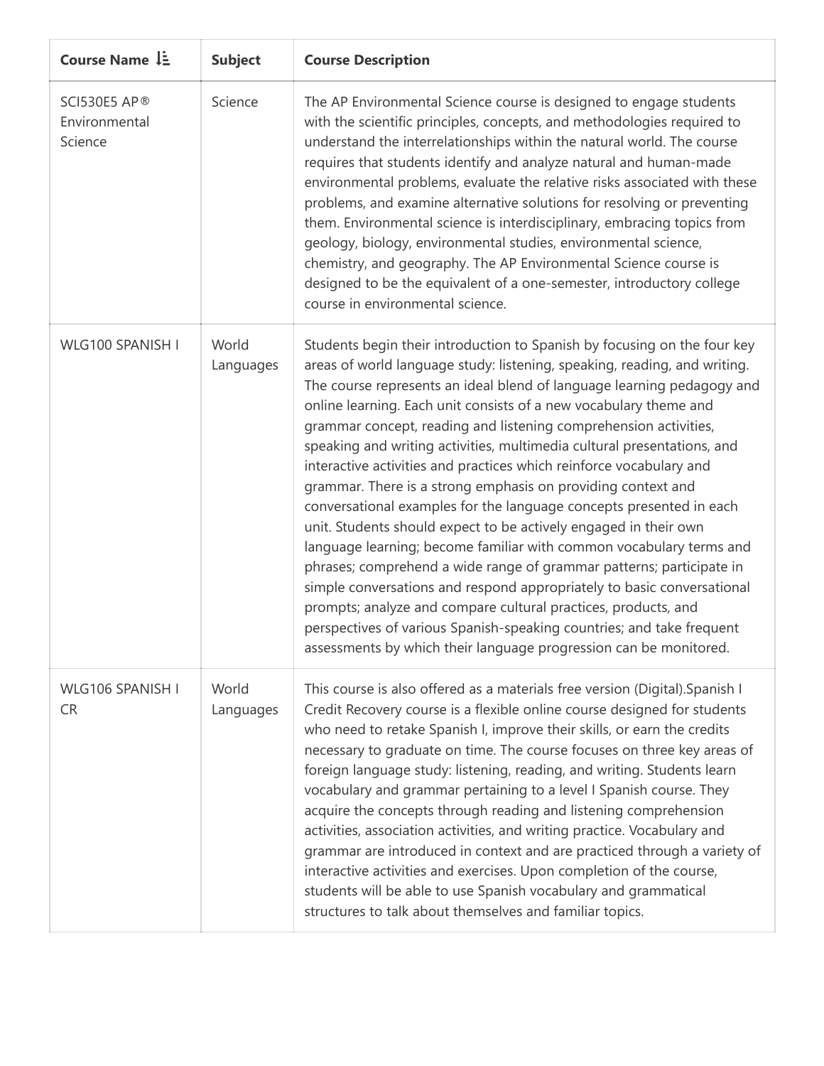| Course Name | Subject | Course Description |
|---|---|---|
| SCI530E5 AP® Environmental Science | Science | The AP Environmental Science course is designed to engage students with the scientific principles, concepts, and methodologies required to understand the interrelationships within the natural world. The course requires that students identify and analyze natural and human-made environmental problems, evaluate the relative risks associated with these problems, and examine alternative solutions for resolving or preventing them. Environmental science is interdisciplinary, embracing topics from geology, biology, environmental studies, environmental science, chemistry, and geography. The AP Environmental Science course is designed to be the equivalent of a one-semester, introductory college course in environmental science. |
| WLG100 SPANISH I | World Languages | Students begin their introduction to Spanish by focusing on the four key areas of world language study: listening, speaking, reading, and writing. The course represents an ideal blend of language learning pedagogy and online learning. Each unit consists of a new vocabulary theme and grammar concept, reading and listening comprehension activities, speaking and writing activities, multimedia cultural presentations, and interactive activities and practices which reinforce vocabulary and grammar. There is a strong emphasis on providing context and conversational examples for the language concepts presented in each unit. Students should expect to be actively engaged in their own language learning; become familiar with common vocabulary terms and phrases; comprehend a wide range of grammar patterns; participate in simple conversations and respond appropriately to basic conversational prompts; analyze and compare cultural practices, products, and perspectives of various Spanish-speaking countries; and take frequent assessments by which their language progression can be monitored. |
| WLG106 SPANISH I CR | World Languages | This course is also offered as a materials free version (Digital).Spanish I Credit Recovery course is a flexible online course designed for students who need to retake Spanish I, improve their skills, or earn the credits necessary to graduate on time. The course focuses on three key areas of foreign language study: listening, reading, and writing. Students learn vocabulary and grammar pertaining to a level I Spanish course. They acquire the concepts through reading and listening comprehension activities, association activities, and writing practice. Vocabulary and grammar are introduced in context and are practiced through a variety of interactive activities and exercises. Upon completion of the course, students will be able to use Spanish vocabulary and grammatical structures to talk about themselves and familiar topics. |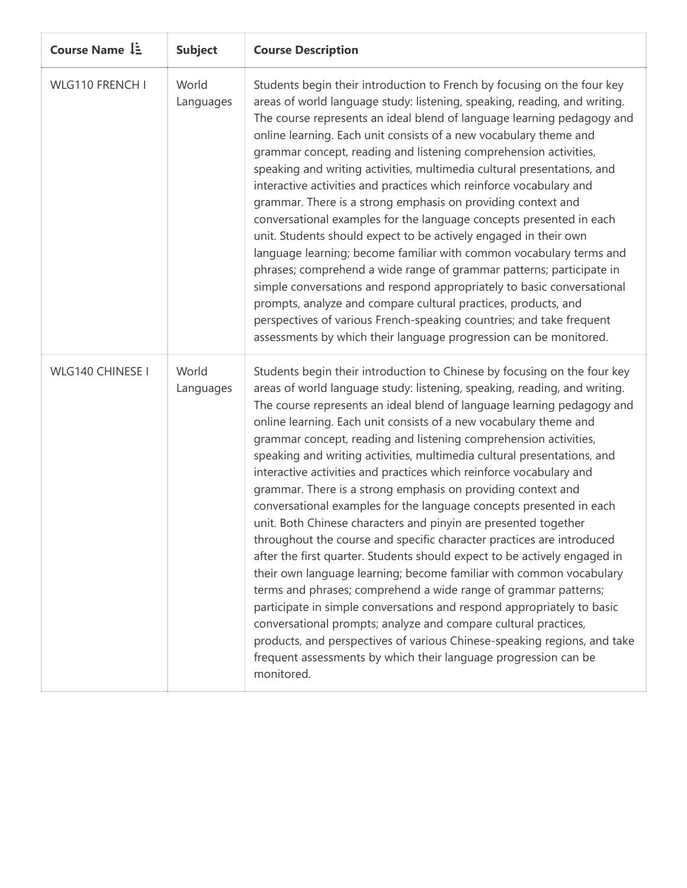| Course Name ↓ | Subject | Course Description |
| --- | --- | --- |
| WLG110 FRENCH I | World Languages | Students begin their introduction to French by focusing on the four key areas of world language study: listening, speaking, reading, and writing. The course represents an ideal blend of language learning pedagogy and online learning. Each unit consists of a new vocabulary theme and grammar concept, reading and listening comprehension activities, speaking and writing activities, multimedia cultural presentations, and interactive activities and practices which reinforce vocabulary and grammar. There is a strong emphasis on providing context and conversational examples for the language concepts presented in each unit. Students should expect to be actively engaged in their own language learning; become familiar with common vocabulary terms and phrases; comprehend a wide range of grammar patterns; participate in simple conversations and respond appropriately to basic conversational prompts, analyze and compare cultural practices, products, and perspectives of various French-speaking countries; and take frequent assessments by which their language progression can be monitored. |
| WLG140 CHINESE I | World Languages | Students begin their introduction to Chinese by focusing on the four key areas of world language study: listening, speaking, reading, and writing. The course represents an ideal blend of language learning pedagogy and online learning. Each unit consists of a new vocabulary theme and grammar concept, reading and listening comprehension activities, speaking and writing activities, multimedia cultural presentations, and interactive activities and practices which reinforce vocabulary and grammar. There is a strong emphasis on providing context and conversational examples for the language concepts presented in each unit. Both Chinese characters and pinyin are presented together throughout the course and specific character practices are introduced after the first quarter. Students should expect to be actively engaged in their own language learning; become familiar with common vocabulary terms and phrases; comprehend a wide range of grammar patterns; participate in simple conversations and respond appropriately to basic conversational prompts; analyze and compare cultural practices, products, and perspectives of various Chinese-speaking regions, and take frequent assessments by which their language progression can be monitored. |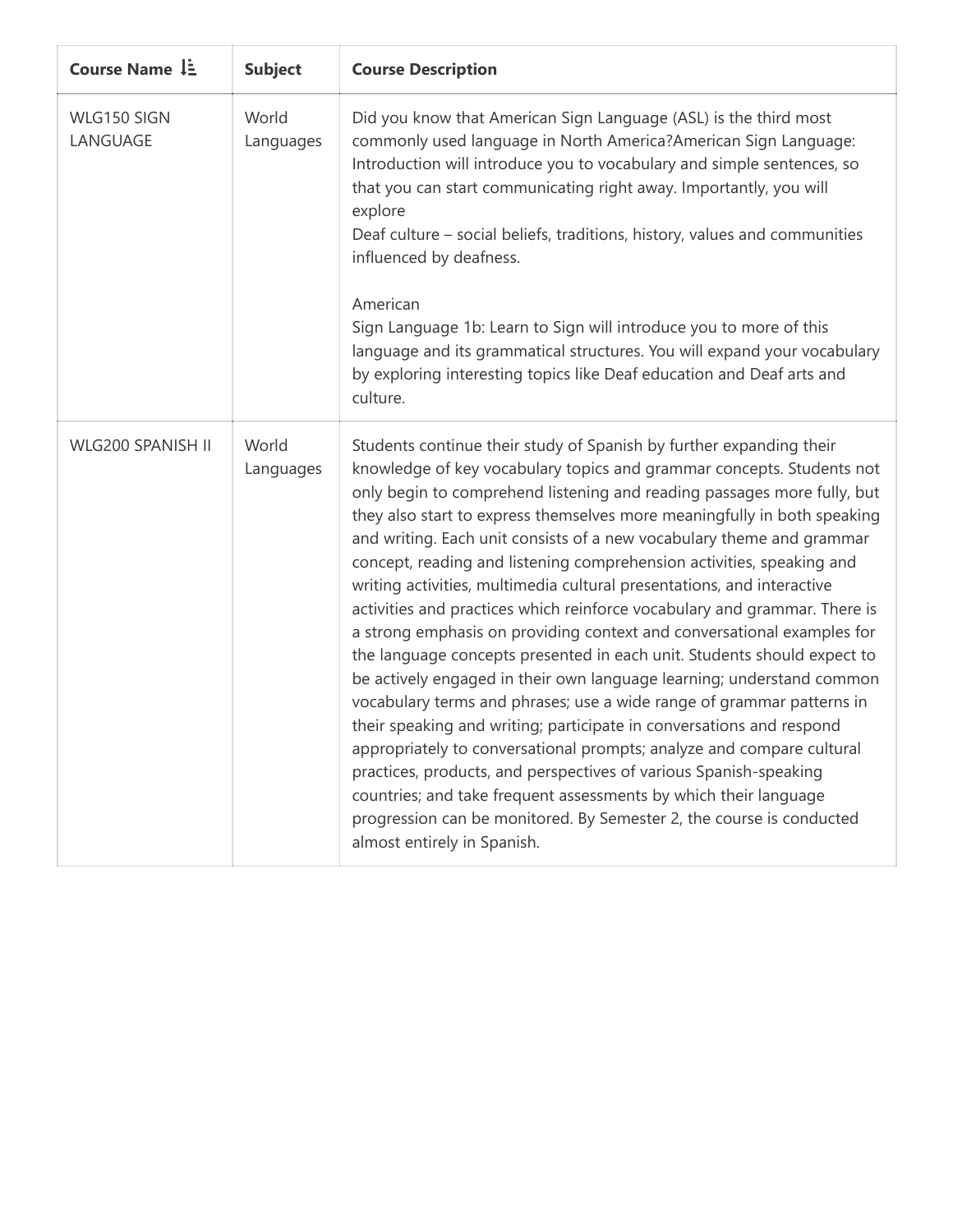| Course Name | Subject | Course Description |
| --- | --- | --- |
| WLG150 SIGN LANGUAGE | World Languages | Did you know that American Sign Language (ASL) is the third most commonly used language in North America?American Sign Language: Introduction will introduce you to vocabulary and simple sentences, so that you can start communicating right away. Importantly, you will explore<br>Deaf culture – social beliefs, traditions, history, values and communities influenced by deafness.<br><br>American<br>Sign Language 1b: Learn to Sign will introduce you to more of this language and its grammatical structures. You will expand your vocabulary by exploring interesting topics like Deaf education and Deaf arts and culture. |
| WLG200 SPANISH II | World Languages | Students continue their study of Spanish by further expanding their knowledge of key vocabulary topics and grammar concepts. Students not only begin to comprehend listening and reading passages more fully, but they also start to express themselves more meaningfully in both speaking and writing. Each unit consists of a new vocabulary theme and grammar concept, reading and listening comprehension activities, speaking and writing activities, multimedia cultural presentations, and interactive activities and practices which reinforce vocabulary and grammar. There is a strong emphasis on providing context and conversational examples for the language concepts presented in each unit. Students should expect to be actively engaged in their own language learning; understand common vocabulary terms and phrases; use a wide range of grammar patterns in their speaking and writing; participate in conversations and respond appropriately to conversational prompts; analyze and compare cultural practices, products, and perspectives of various Spanish-speaking countries; and take frequent assessments by which their language progression can be monitored. By Semester 2, the course is conducted almost entirely in Spanish. |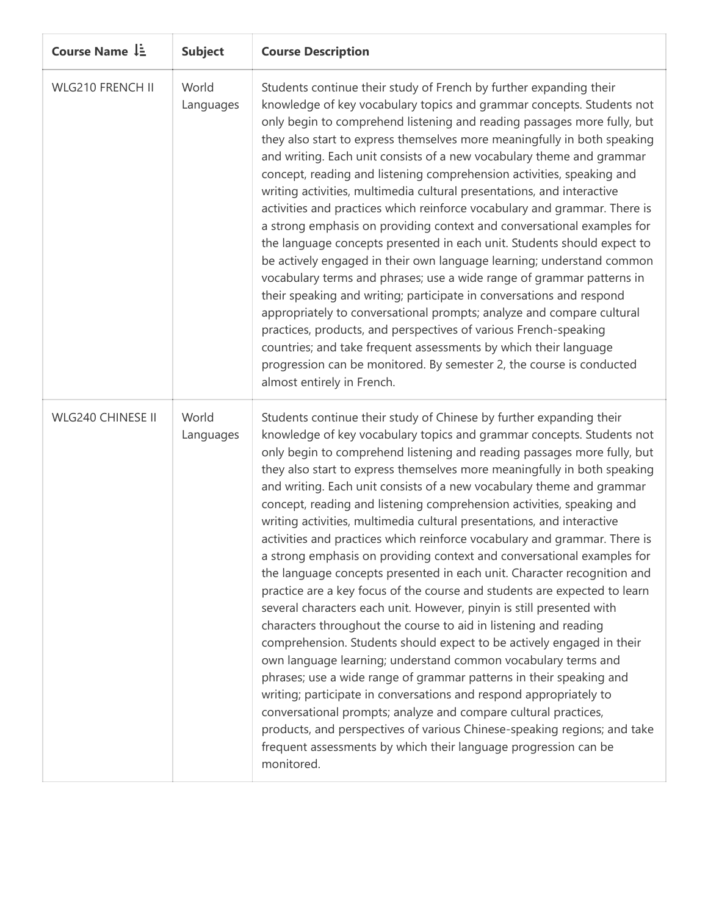| Course Name ↓ | Subject | Course Description |
|---|---|---|
| WLG210 FRENCH II | World Languages | Students continue their study of French by further expanding their knowledge of key vocabulary topics and grammar concepts. Students not only begin to comprehend listening and reading passages more fully, but they also start to express themselves more meaningfully in both speaking and writing. Each unit consists of a new vocabulary theme and grammar concept, reading and listening comprehension activities, speaking and writing activities, multimedia cultural presentations, and interactive activities and practices which reinforce vocabulary and grammar. There is a strong emphasis on providing context and conversational examples for the language concepts presented in each unit. Students should expect to be actively engaged in their own language learning; understand common vocabulary terms and phrases; use a wide range of grammar patterns in their speaking and writing; participate in conversations and respond appropriately to conversational prompts; analyze and compare cultural practices, products, and perspectives of various French-speaking countries; and take frequent assessments by which their language progression can be monitored. By semester 2, the course is conducted almost entirely in French. |
| WLG240 CHINESE II | World Languages | Students continue their study of Chinese by further expanding their knowledge of key vocabulary topics and grammar concepts. Students not only begin to comprehend listening and reading passages more fully, but they also start to express themselves more meaningfully in both speaking and writing. Each unit consists of a new vocabulary theme and grammar concept, reading and listening comprehension activities, speaking and writing activities, multimedia cultural presentations, and interactive activities and practices which reinforce vocabulary and grammar. There is a strong emphasis on providing context and conversational examples for the language concepts presented in each unit. Character recognition and practice are a key focus of the course and students are expected to learn several characters each unit. However, pinyin is still presented with characters throughout the course to aid in listening and reading comprehension. Students should expect to be actively engaged in their own language learning; understand common vocabulary terms and phrases; use a wide range of grammar patterns in their speaking and writing; participate in conversations and respond appropriately to conversational prompts; analyze and compare cultural practices, products, and perspectives of various Chinese-speaking regions; and take frequent assessments by which their language progression can be monitored. |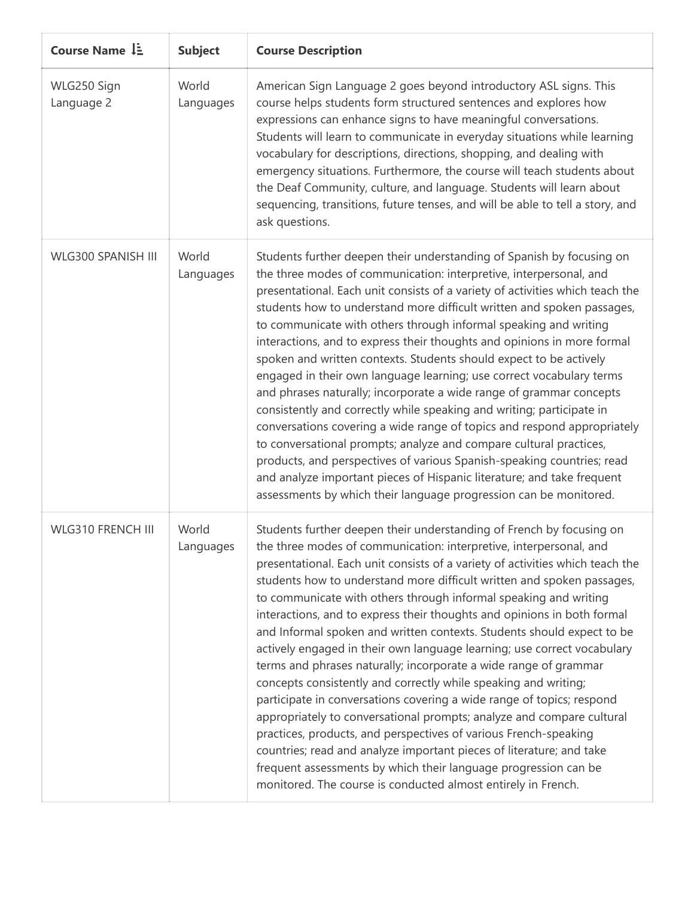| Course Name | Subject | Course Description |
| --- | --- | --- |
| WLG250 Sign Language 2 | World Languages | American Sign Language 2 goes beyond introductory ASL signs. This course helps students form structured sentences and explores how expressions can enhance signs to have meaningful conversations. Students will learn to communicate in everyday situations while learning vocabulary for descriptions, directions, shopping, and dealing with emergency situations. Furthermore, the course will teach students about the Deaf Community, culture, and language. Students will learn about sequencing, transitions, future tenses, and will be able to tell a story, and ask questions. |
| WLG300 SPANISH III | World Languages | Students further deepen their understanding of Spanish by focusing on the three modes of communication: interpretive, interpersonal, and presentational. Each unit consists of a variety of activities which teach the students how to understand more difficult written and spoken passages, to communicate with others through informal speaking and writing interactions, and to express their thoughts and opinions in more formal spoken and written contexts. Students should expect to be actively engaged in their own language learning; use correct vocabulary terms and phrases naturally; incorporate a wide range of grammar concepts consistently and correctly while speaking and writing; participate in conversations covering a wide range of topics and respond appropriately to conversational prompts; analyze and compare cultural practices, products, and perspectives of various Spanish-speaking countries; read and analyze important pieces of Hispanic literature; and take frequent assessments by which their language progression can be monitored. |
| WLG310 FRENCH III | World Languages | Students further deepen their understanding of French by focusing on the three modes of communication: interpretive, interpersonal, and presentational. Each unit consists of a variety of activities which teach the students how to understand more difficult written and spoken passages, to communicate with others through informal speaking and writing interactions, and to express their thoughts and opinions in both formal and Informal spoken and written contexts. Students should expect to be actively engaged in their own language learning; use correct vocabulary terms and phrases naturally; incorporate a wide range of grammar concepts consistently and correctly while speaking and writing; participate in conversations covering a wide range of topics; respond appropriately to conversational prompts; analyze and compare cultural practices, products, and perspectives of various French-speaking countries; read and analyze important pieces of literature; and take frequent assessments by which their language progression can be monitored. The course is conducted almost entirely in French. |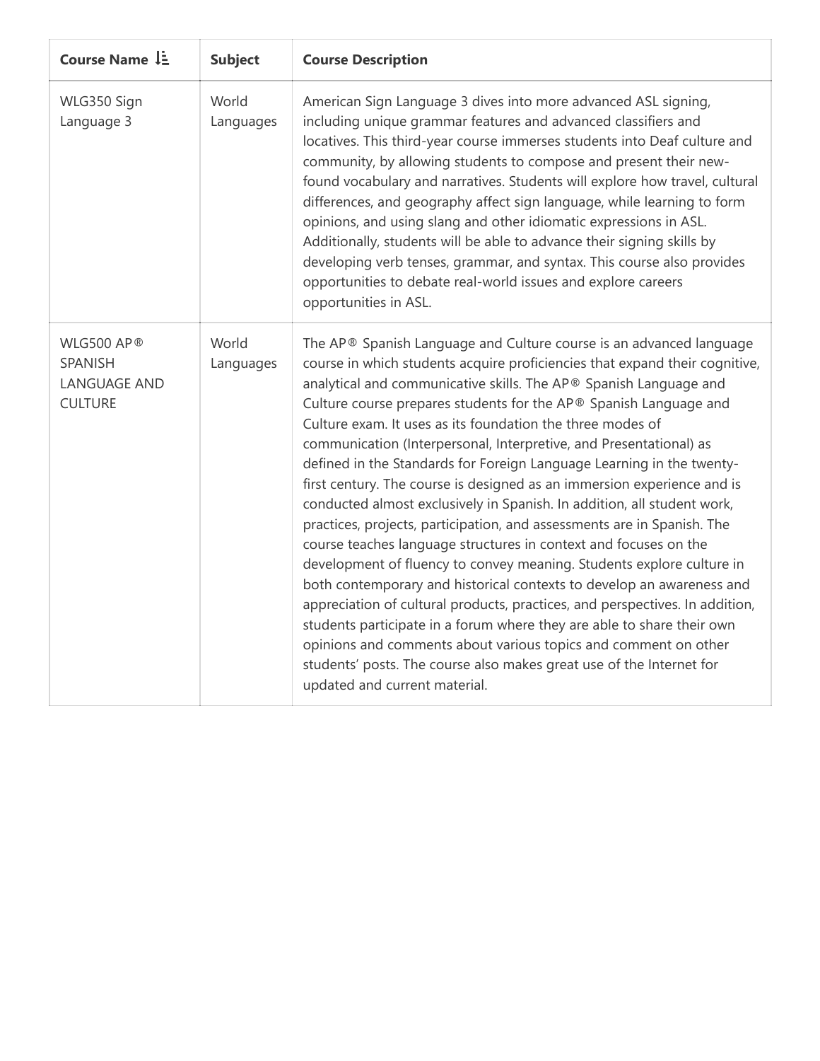| Course Name | Subject | Course Description |
| --- | --- | --- |
| WLG350 Sign Language 3 | World Languages | American Sign Language 3 dives into more advanced ASL signing, including unique grammar features and advanced classifiers and locatives. This third-year course immerses students into Deaf culture and community, by allowing students to compose and present their new-found vocabulary and narratives. Students will explore how travel, cultural differences, and geography affect sign language, while learning to form opinions, and using slang and other idiomatic expressions in ASL. Additionally, students will be able to advance their signing skills by developing verb tenses, grammar, and syntax. This course also provides opportunities to debate real-world issues and explore careers opportunities in ASL. |
| WLG500 AP® SPANISH LANGUAGE AND CULTURE | World Languages | The AP® Spanish Language and Culture course is an advanced language course in which students acquire proficiencies that expand their cognitive, analytical and communicative skills. The AP® Spanish Language and Culture course prepares students for the AP® Spanish Language and Culture exam. It uses as its foundation the three modes of communication (Interpersonal, Interpretive, and Presentational) as defined in the Standards for Foreign Language Learning in the twenty-first century. The course is designed as an immersion experience and is conducted almost exclusively in Spanish. In addition, all student work, practices, projects, participation, and assessments are in Spanish. The course teaches language structures in context and focuses on the development of fluency to convey meaning. Students explore culture in both contemporary and historical contexts to develop an awareness and appreciation of cultural products, practices, and perspectives. In addition, students participate in a forum where they are able to share their own opinions and comments about various topics and comment on other students' posts. The course also makes great use of the Internet for updated and current material. |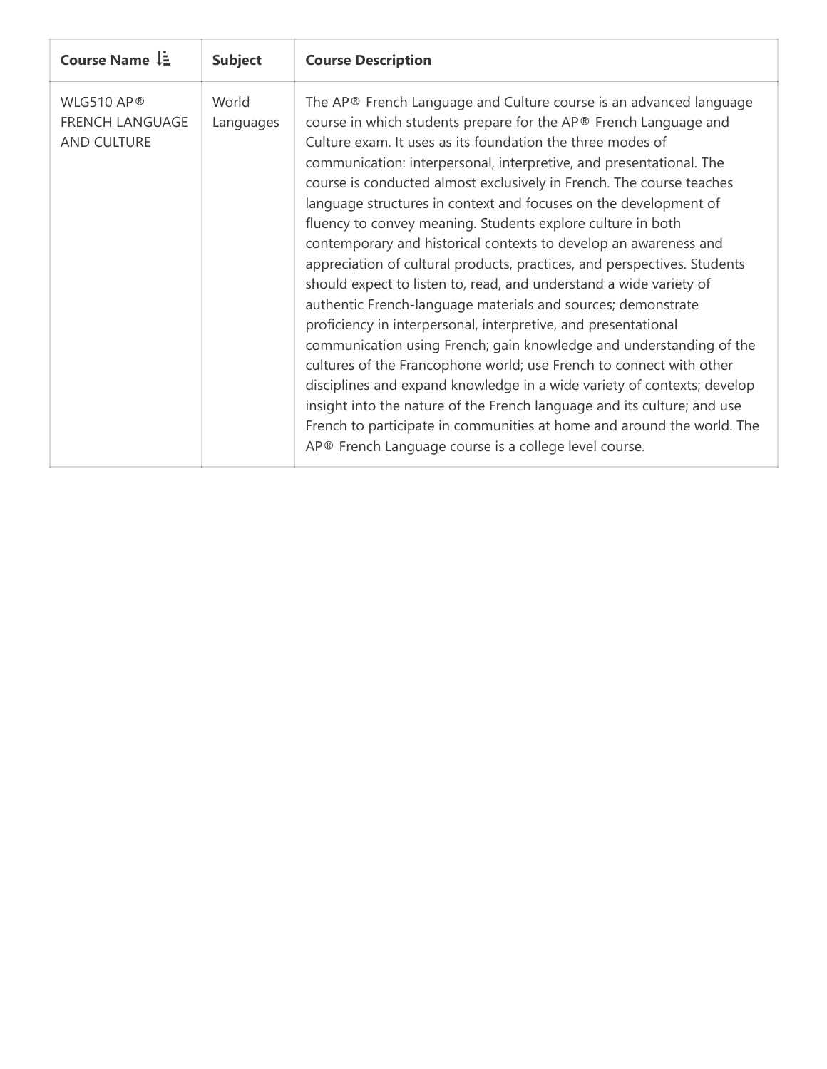| Course Name | Subject | Course Description |
| --- | --- | --- |
| WLG510 AP® FRENCH LANGUAGE AND CULTURE | World Languages | The AP® French Language and Culture course is an advanced language course in which students prepare for the AP® French Language and Culture exam. It uses as its foundation the three modes of communication: interpersonal, interpretive, and presentational. The course is conducted almost exclusively in French. The course teaches language structures in context and focuses on the development of fluency to convey meaning. Students explore culture in both contemporary and historical contexts to develop an awareness and appreciation of cultural products, practices, and perspectives. Students should expect to listen to, read, and understand a wide variety of authentic French-language materials and sources; demonstrate proficiency in interpersonal, interpretive, and presentational communication using French; gain knowledge and understanding of the cultures of the Francophone world; use French to connect with other disciplines and expand knowledge in a wide variety of contexts; develop insight into the nature of the French language and its culture; and use French to participate in communities at home and around the world. The AP® French Language course is a college level course. |